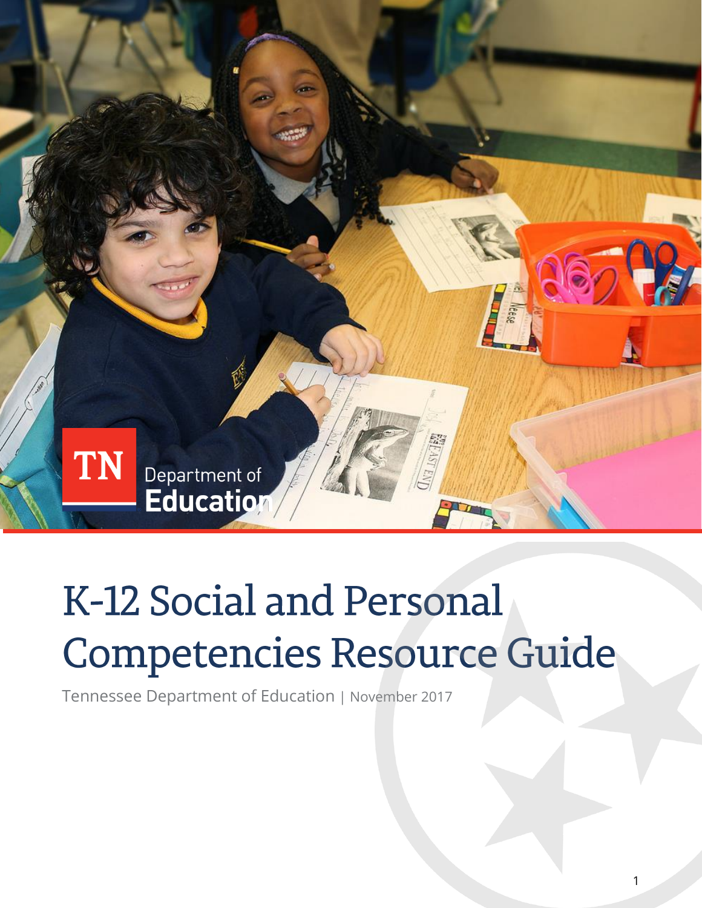TN Department of Education

# K-12 Social and Personal Competencies Resource Guide

Tennessee Department of Education | November 2017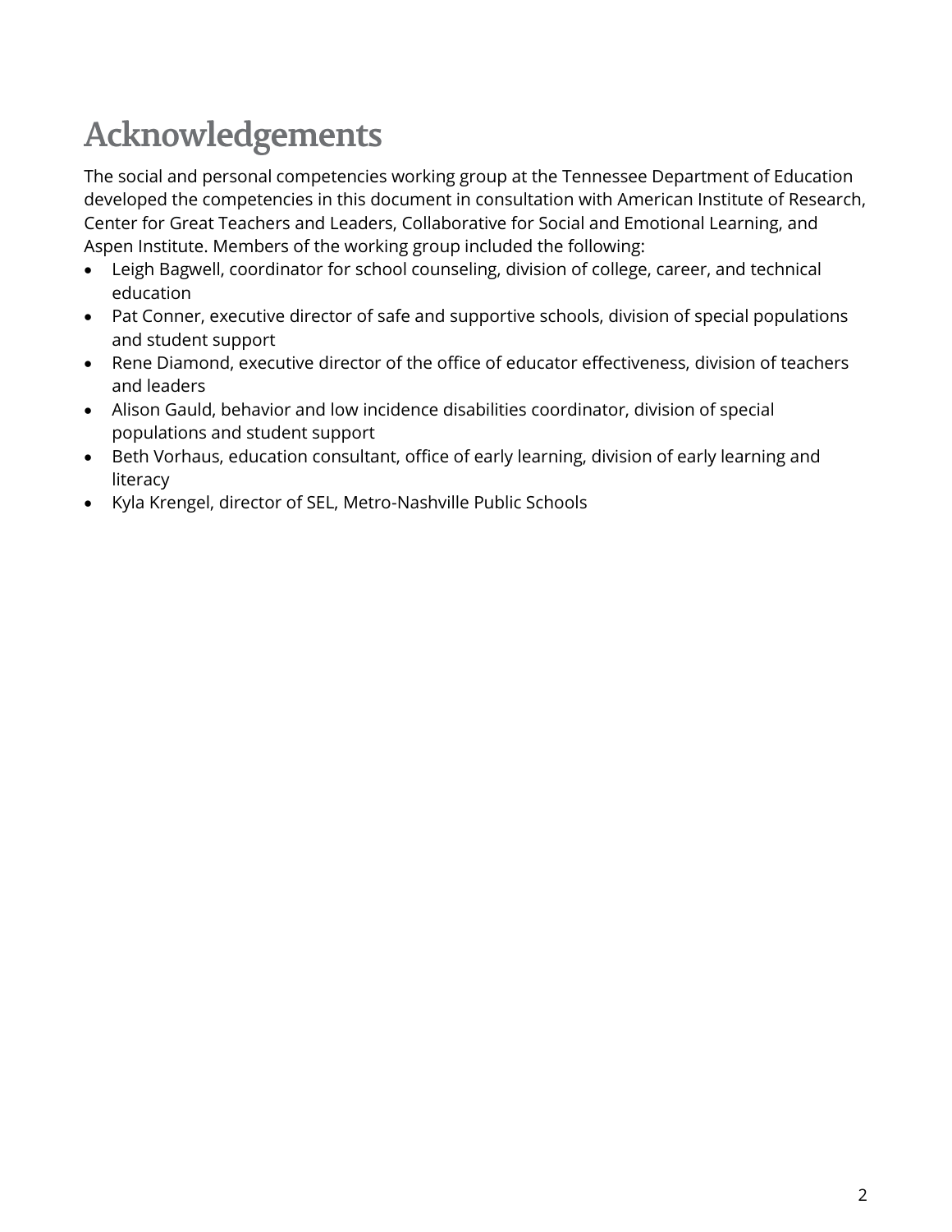# Acknowledgements

The social and personal competencies working group at the Tennessee Department of Education developed the competencies in this document in consultation with American Institute of Research, Center for Great Teachers and Leaders, Collaborative for Social and Emotional Learning, and Aspen Institute. Members of the working group included the following:

- Leigh Bagwell, coordinator for school counseling, division of college, career, and technical education
- Pat Conner, executive director of safe and supportive schools, division of special populations and student support
- Rene Diamond, executive director of the office of educator effectiveness, division of teachers and leaders
- Alison Gauld, behavior and low incidence disabilities coordinator, division of special populations and student support
- Beth Vorhaus, education consultant, office of early learning, division of early learning and literacy
- Kyla Krengel, director of SEL, Metro-Nashville Public Schools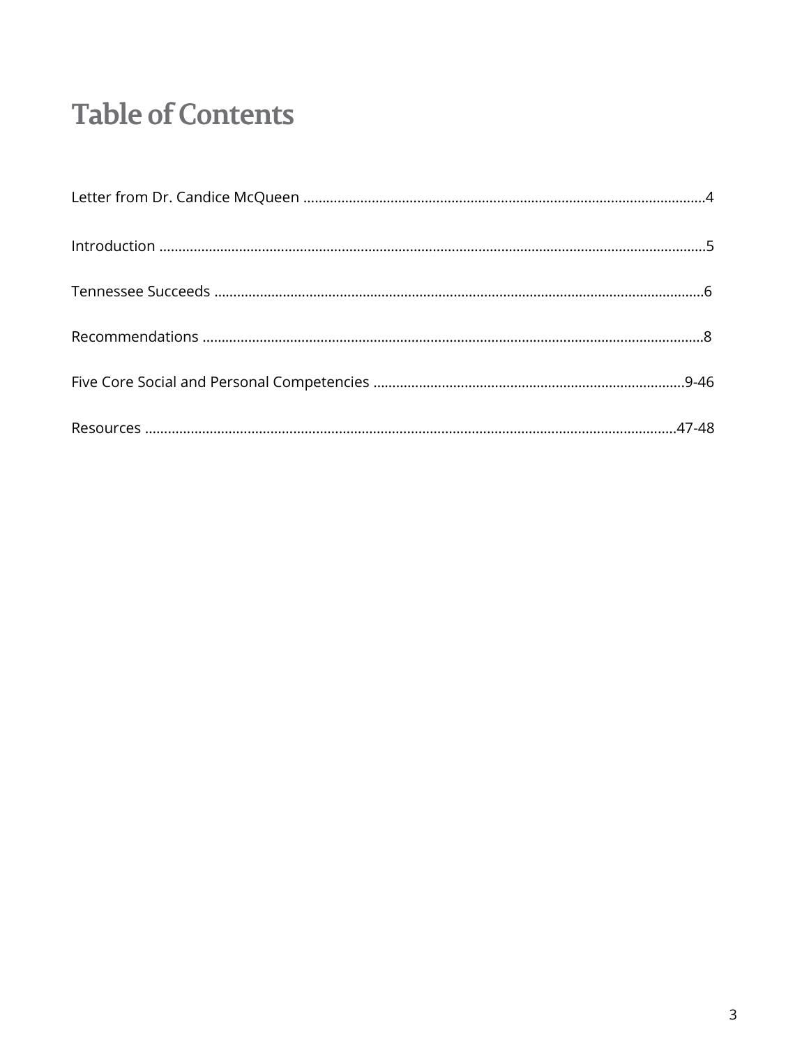# Table of Contents

Letter from Dr. Candice McQueen ........................................................................................................4

Introduction ..............................................................................................................................................5

Tennessee Succeeds ................................................................................................................................6

Recommendations ...................................................................................................................................8

Five Core Social and Personal Competencies ...................................................................................9-46

Resources ...........................................................................................................................................47-48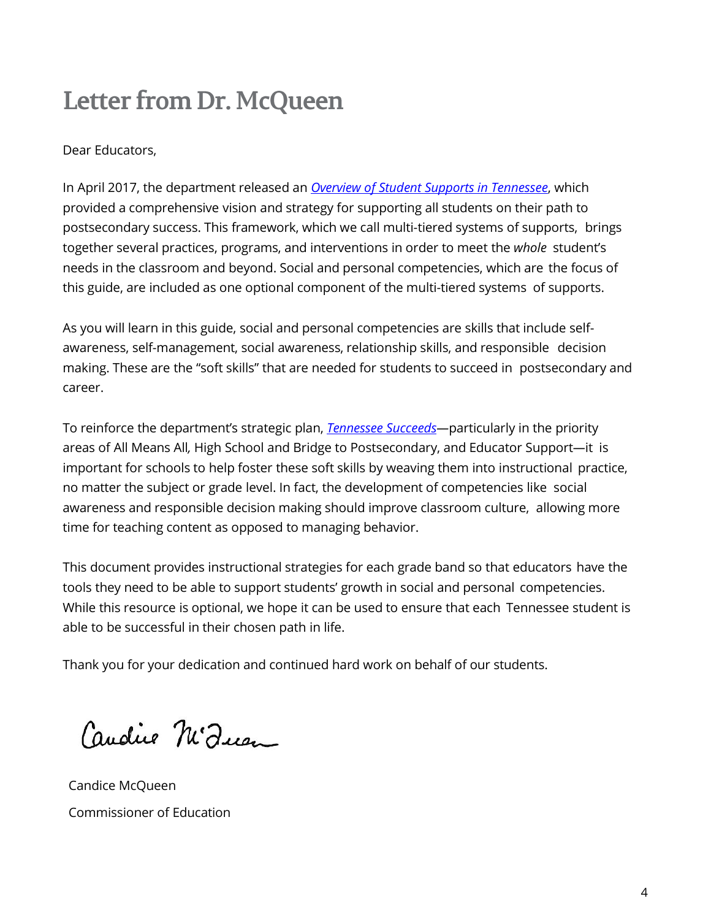# Letter from Dr. McQueen

Dear Educators,

In April 2017, the department released an *Overview of Student Supports in Tennessee*, which provided a comprehensive vision and strategy for supporting all students on their path to postsecondary success. This framework, which we call multi-tiered systems of supports, brings together several practices, programs, and interventions in order to meet the *whole* student's needs in the classroom and beyond. Social and personal competencies, which are the focus of this guide, are included as one optional component of the multi-tiered systems of supports.

As you will learn in this guide, social and personal competencies are skills that include self-awareness, self-management, social awareness, relationship skills, and responsible decision making. These are the "soft skills" that are needed for students to succeed in postsecondary and career.

To reinforce the department's strategic plan, *Tennessee Succeeds*—particularly in the priority areas of All Means All, High School and Bridge to Postsecondary, and Educator Support—it is important for schools to help foster these soft skills by weaving them into instructional practice, no matter the subject or grade level. In fact, the development of competencies like social awareness and responsible decision making should improve classroom culture, allowing more time for teaching content as opposed to managing behavior.

This document provides instructional strategies for each grade band so that educators have the tools they need to be able to support students' growth in social and personal competencies. While this resource is optional, we hope it can be used to ensure that each Tennessee student is able to be successful in their chosen path in life.

Thank you for your dedication and continued hard work on behalf of our students.

Candice McQueen

Candice McQueen
Commissioner of Education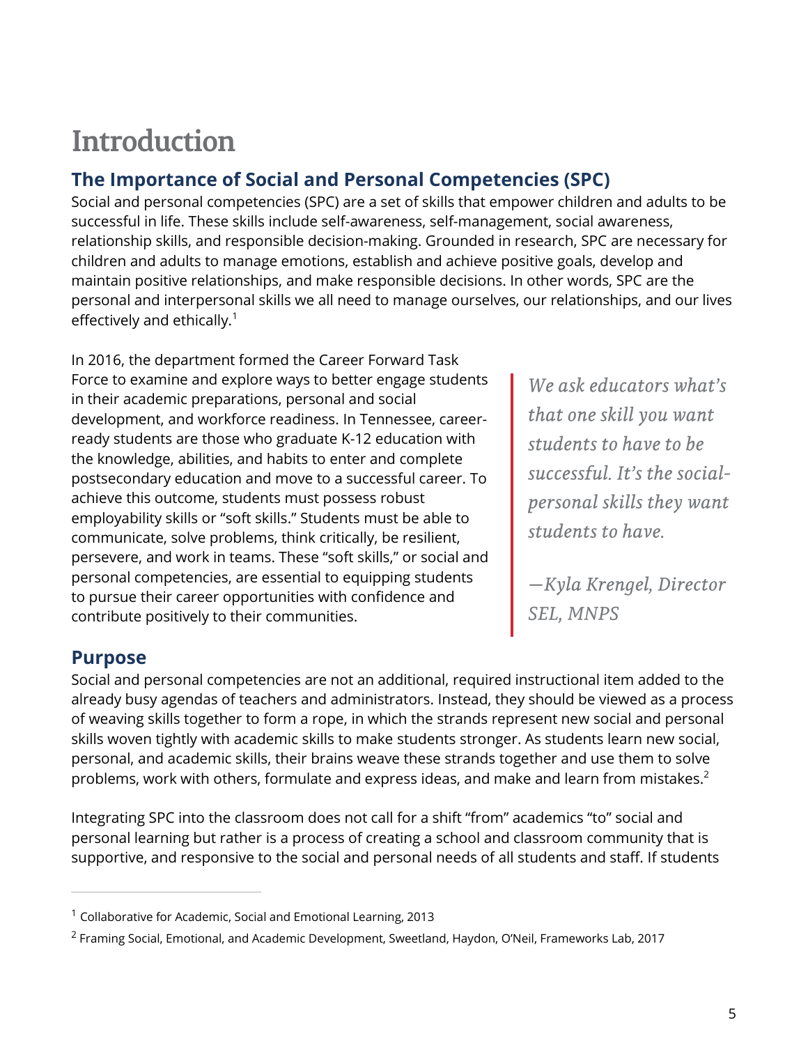# Introduction

## The Importance of Social and Personal Competencies (SPC)

Social and personal competencies (SPC) are a set of skills that empower children and adults to be successful in life. These skills include self-awareness, self-management, social awareness, relationship skills, and responsible decision-making. Grounded in research, SPC are necessary for children and adults to manage emotions, establish and achieve positive goals, develop and maintain positive relationships, and make responsible decisions. In other words, SPC are the personal and interpersonal skills we all need to manage ourselves, our relationships, and our lives effectively and ethically.[1]

In 2016, the department formed the Career Forward Task Force to examine and explore ways to better engage students in their academic preparations, personal and social development, and workforce readiness. In Tennessee, career-ready students are those who graduate K-12 education with the knowledge, abilities, and habits to enter and complete postsecondary education and move to a successful career. To achieve this outcome, students must possess robust employability skills or "soft skills." Students must be able to communicate, solve problems, think critically, be resilient, persevere, and work in teams. These "soft skills," or social and personal competencies, are essential to equipping students to pursue their career opportunities with confidence and contribute positively to their communities.

> *We ask educators what's that one skill you want students to have to be successful. It's the social-personal skills they want students to have.*
>
> *—Kyla Krengel, Director SEL, MNPS*

## Purpose

Social and personal competencies are not an additional, required instructional item added to the already busy agendas of teachers and administrators. Instead, they should be viewed as a process of weaving skills together to form a rope, in which the strands represent new social and personal skills woven tightly with academic skills to make students stronger. As students learn new social, personal, and academic skills, their brains weave these strands together and use them to solve problems, work with others, formulate and express ideas, and make and learn from mistakes.[2]

Integrating SPC into the classroom does not call for a shift "from" academics "to" social and personal learning but rather is a process of creating a school and classroom community that is supportive, and responsive to the social and personal needs of all students and staff. If students

---

[1] Collaborative for Academic, Social and Emotional Learning, 2013

[2] Framing Social, Emotional, and Academic Development, Sweetland, Haydon, O'Neil, Frameworks Lab, 2017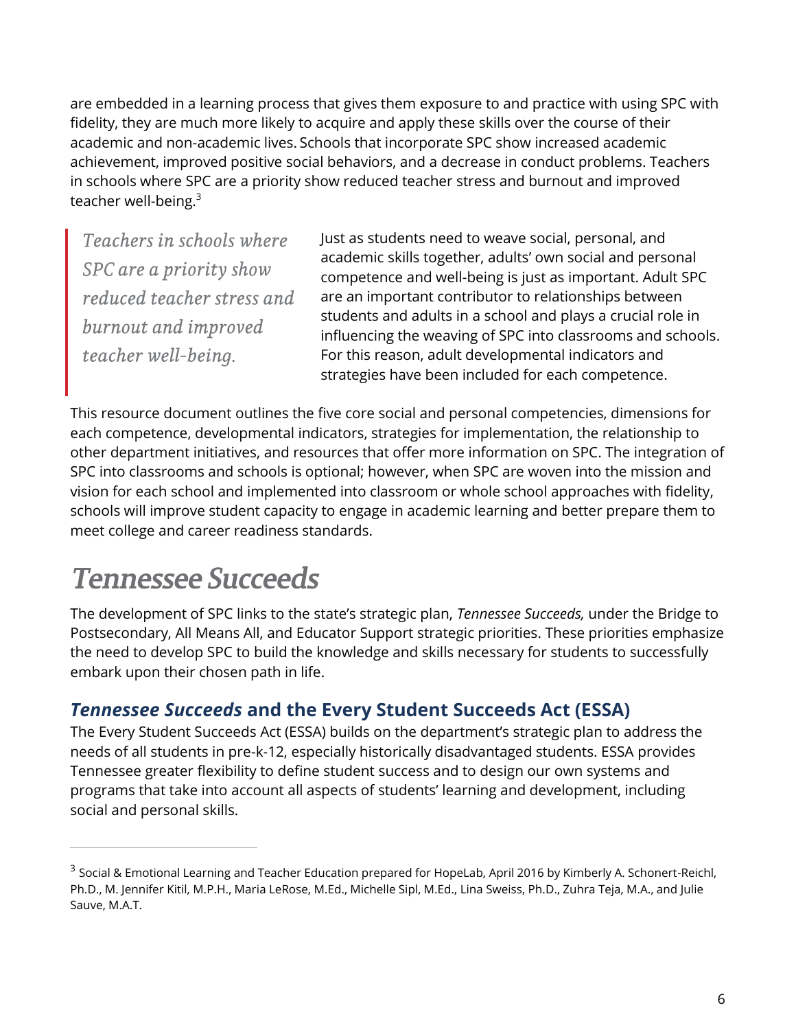are embedded in a learning process that gives them exposure to and practice with using SPC with fidelity, they are much more likely to acquire and apply these skills over the course of their academic and non-academic lives. Schools that incorporate SPC show increased academic achievement, improved positive social behaviors, and a decrease in conduct problems. Teachers in schools where SPC are a priority show reduced teacher stress and burnout and improved teacher well-being.[3]

> *Teachers in schools where SPC are a priority show reduced teacher stress and burnout and improved teacher well-being.*

Just as students need to weave social, personal, and academic skills together, adults' own social and personal competence and well-being is just as important. Adult SPC are an important contributor to relationships between students and adults in a school and plays a crucial role in influencing the weaving of SPC into classrooms and schools. For this reason, adult developmental indicators and strategies have been included for each competence.

This resource document outlines the five core social and personal competencies, dimensions for each competence, developmental indicators, strategies for implementation, the relationship to other department initiatives, and resources that offer more information on SPC. The integration of SPC into classrooms and schools is optional; however, when SPC are woven into the mission and vision for each school and implemented into classroom or whole school approaches with fidelity, schools will improve student capacity to engage in academic learning and better prepare them to meet college and career readiness standards.

# Tennessee Succeeds

The development of SPC links to the state's strategic plan, *Tennessee Succeeds,* under the Bridge to Postsecondary, All Means All, and Educator Support strategic priorities. These priorities emphasize the need to develop SPC to build the knowledge and skills necessary for students to successfully embark upon their chosen path in life.

## *Tennessee Succeeds* and the Every Student Succeeds Act (ESSA)

The Every Student Succeeds Act (ESSA) builds on the department's strategic plan to address the needs of all students in pre-k-12, especially historically disadvantaged students. ESSA provides Tennessee greater flexibility to define student success and to design our own systems and programs that take into account all aspects of students' learning and development, including social and personal skills.

---

[3] Social & Emotional Learning and Teacher Education prepared for HopeLab, April 2016 by Kimberly A. Schonert-Reichl, Ph.D., M. Jennifer Kitil, M.P.H., Maria LeRose, M.Ed., Michelle Sipl, M.Ed., Lina Sweiss, Ph.D., Zuhra Teja, M.A., and Julie Sauve, M.A.T.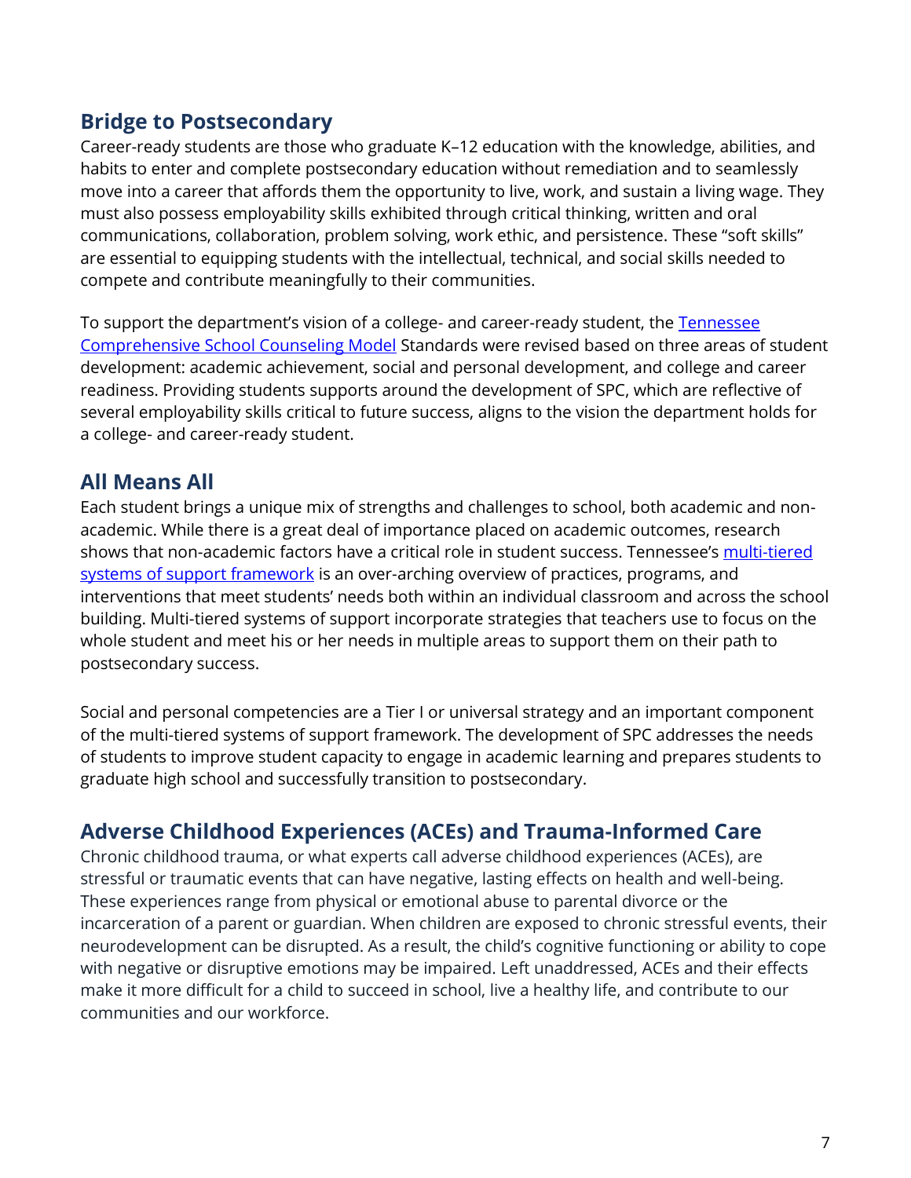## Bridge to Postsecondary

Career-ready students are those who graduate K–12 education with the knowledge, abilities, and habits to enter and complete postsecondary education without remediation and to seamlessly move into a career that affords them the opportunity to live, work, and sustain a living wage. They must also possess employability skills exhibited through critical thinking, written and oral communications, collaboration, problem solving, work ethic, and persistence. These "soft skills" are essential to equipping students with the intellectual, technical, and social skills needed to compete and contribute meaningfully to their communities.

To support the department's vision of a college- and career-ready student, the Tennessee Comprehensive School Counseling Model Standards were revised based on three areas of student development: academic achievement, social and personal development, and college and career readiness. Providing students supports around the development of SPC, which are reflective of several employability skills critical to future success, aligns to the vision the department holds for a college- and career-ready student.

## All Means All

Each student brings a unique mix of strengths and challenges to school, both academic and non-academic. While there is a great deal of importance placed on academic outcomes, research shows that non-academic factors have a critical role in student success. Tennessee's multi-tiered systems of support framework is an over-arching overview of practices, programs, and interventions that meet students' needs both within an individual classroom and across the school building. Multi-tiered systems of support incorporate strategies that teachers use to focus on the whole student and meet his or her needs in multiple areas to support them on their path to postsecondary success.

Social and personal competencies are a Tier I or universal strategy and an important component of the multi-tiered systems of support framework. The development of SPC addresses the needs of students to improve student capacity to engage in academic learning and prepares students to graduate high school and successfully transition to postsecondary.

## Adverse Childhood Experiences (ACEs) and Trauma-Informed Care

Chronic childhood trauma, or what experts call adverse childhood experiences (ACEs), are stressful or traumatic events that can have negative, lasting effects on health and well-being. These experiences range from physical or emotional abuse to parental divorce or the incarceration of a parent or guardian. When children are exposed to chronic stressful events, their neurodevelopment can be disrupted. As a result, the child's cognitive functioning or ability to cope with negative or disruptive emotions may be impaired. Left unaddressed, ACEs and their effects make it more difficult for a child to succeed in school, live a healthy life, and contribute to our communities and our workforce.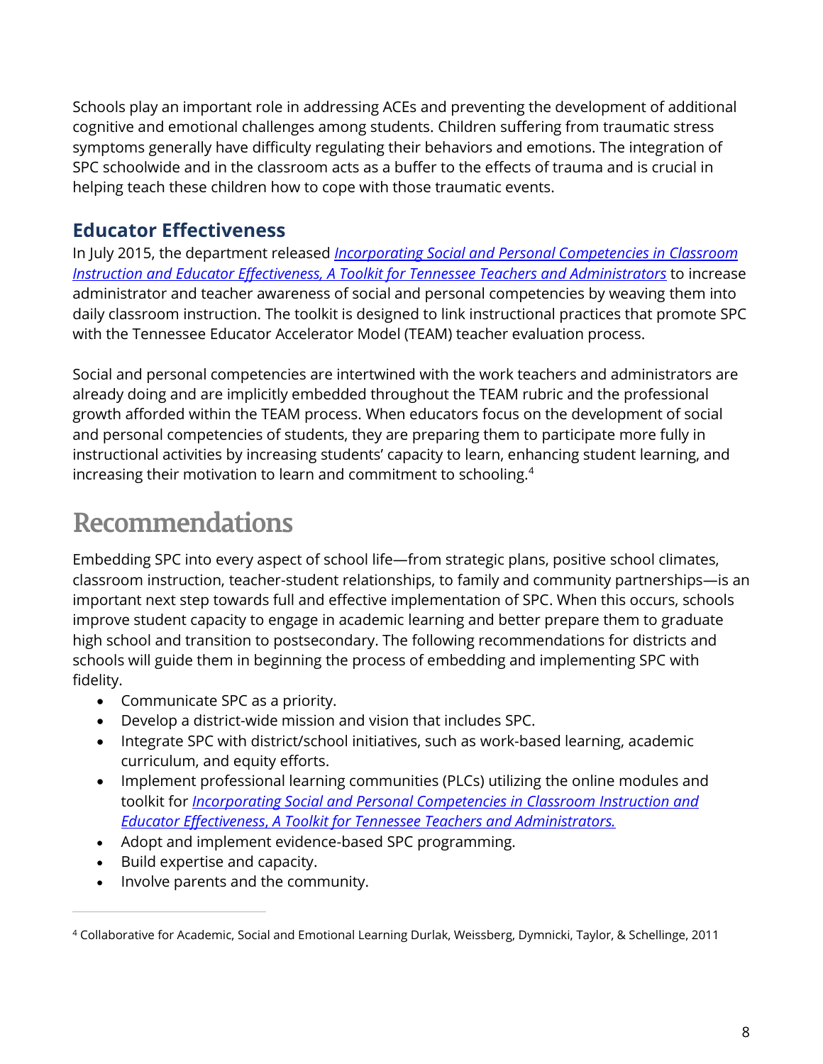Schools play an important role in addressing ACEs and preventing the development of additional cognitive and emotional challenges among students. Children suffering from traumatic stress symptoms generally have difficulty regulating their behaviors and emotions. The integration of SPC schoolwide and in the classroom acts as a buffer to the effects of trauma and is crucial in helping teach these children how to cope with those traumatic events.

### Educator Effectiveness

In July 2015, the department released *Incorporating Social and Personal Competencies in Classroom Instruction and Educator Effectiveness, A Toolkit for Tennessee Teachers and Administrators* to increase administrator and teacher awareness of social and personal competencies by weaving them into daily classroom instruction. The toolkit is designed to link instructional practices that promote SPC with the Tennessee Educator Accelerator Model (TEAM) teacher evaluation process.

Social and personal competencies are intertwined with the work teachers and administrators are already doing and are implicitly embedded throughout the TEAM rubric and the professional growth afforded within the TEAM process. When educators focus on the development of social and personal competencies of students, they are preparing them to participate more fully in instructional activities by increasing students' capacity to learn, enhancing student learning, and increasing their motivation to learn and commitment to schooling.[4]

## Recommendations

Embedding SPC into every aspect of school life—from strategic plans, positive school climates, classroom instruction, teacher-student relationships, to family and community partnerships—is an important next step towards full and effective implementation of SPC. When this occurs, schools improve student capacity to engage in academic learning and better prepare them to graduate high school and transition to postsecondary. The following recommendations for districts and schools will guide them in beginning the process of embedding and implementing SPC with fidelity.

- Communicate SPC as a priority.
- Develop a district-wide mission and vision that includes SPC.
- Integrate SPC with district/school initiatives, such as work-based learning, academic curriculum, and equity efforts.
- Implement professional learning communities (PLCs) utilizing the online modules and toolkit for *Incorporating Social and Personal Competencies in Classroom Instruction and Educator Effectiveness, A Toolkit for Tennessee Teachers and Administrators.*
- Adopt and implement evidence-based SPC programming.
- Build expertise and capacity.
- Involve parents and the community.

[4] Collaborative for Academic, Social and Emotional Learning Durlak, Weissberg, Dymnicki, Taylor, & Schellinge, 2011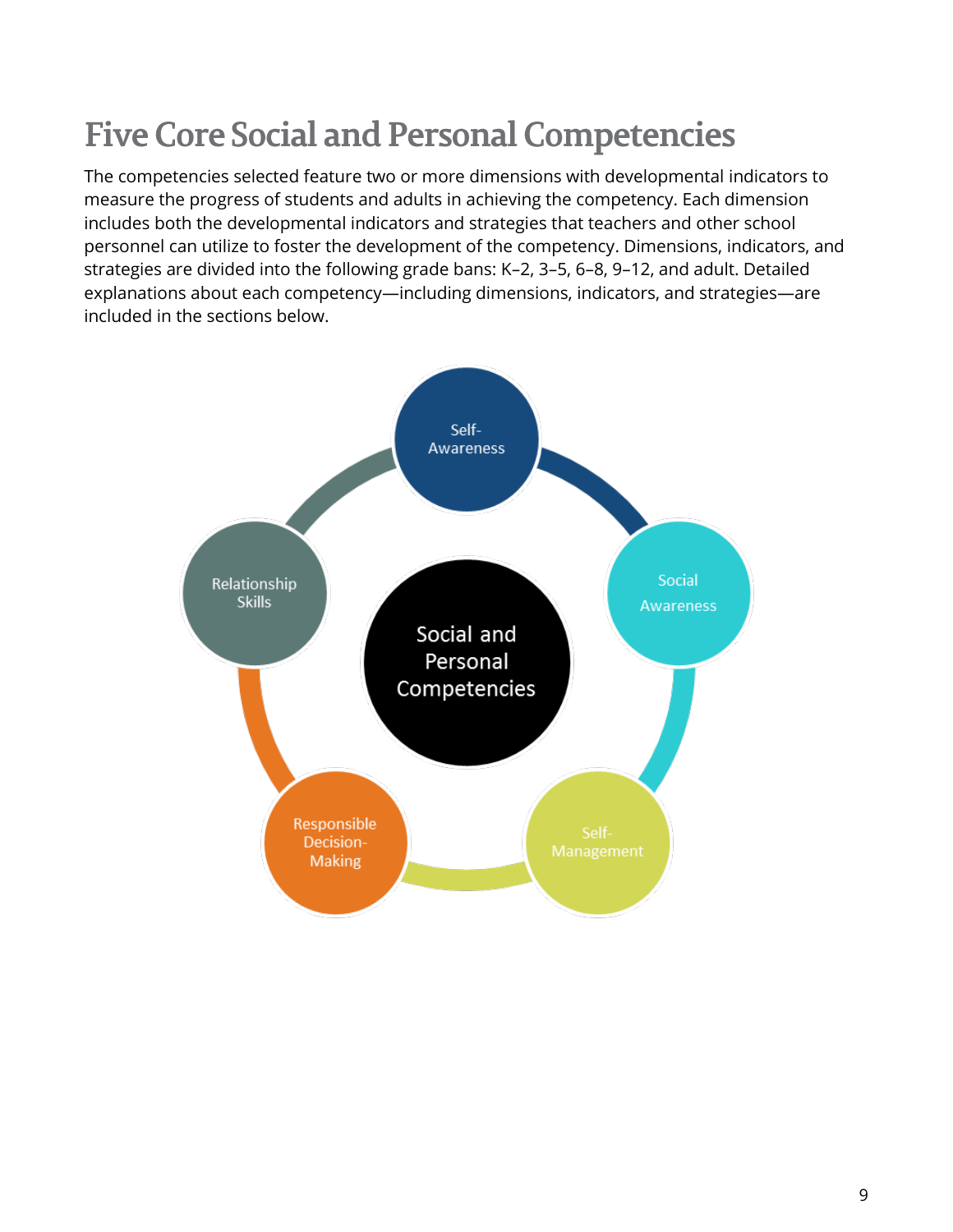# Five Core Social and Personal Competencies

The competencies selected feature two or more dimensions with developmental indicators to measure the progress of students and adults in achieving the competency. Each dimension includes both the developmental indicators and strategies that teachers and other school personnel can utilize to foster the development of the competency. Dimensions, indicators, and strategies are divided into the following grade bans: K–2, 3–5, 6–8, 9–12, and adult. Detailed explanations about each competency—including dimensions, indicators, and strategies—are included in the sections below.

Social and Personal Competencies

- Self-Awareness
- Social Awareness
- Self-Management
- Responsible Decision-Making
- Relationship Skills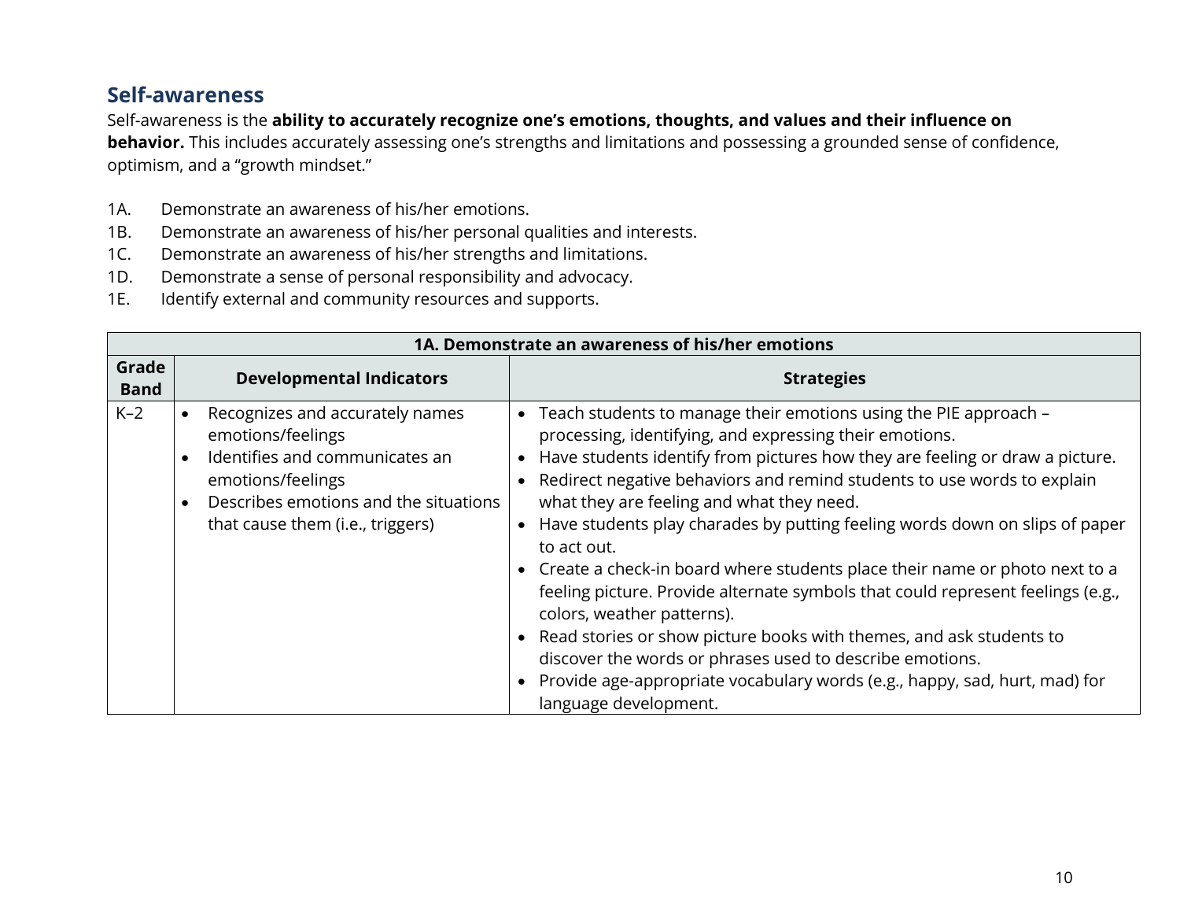## Self-awareness

Self-awareness is the **ability to accurately recognize one's emotions, thoughts, and values and their influence on behavior.** This includes accurately assessing one's strengths and limitations and possessing a grounded sense of confidence, optimism, and a "growth mindset."

1A. Demonstrate an awareness of his/her emotions.
1B. Demonstrate an awareness of his/her personal qualities and interests.
1C. Demonstrate an awareness of his/her strengths and limitations.
1D. Demonstrate a sense of personal responsibility and advocacy.
1E. Identify external and community resources and supports.

| **1A. Demonstrate an awareness of his/her emotions** | | |
|---|---|---|
| **Grade Band** | **Developmental Indicators** | **Strategies** |
| K–2 | • Recognizes and accurately names emotions/feelings<br>• Identifies and communicates an emotions/feelings<br>• Describes emotions and the situations that cause them (i.e., triggers) | • Teach students to manage their emotions using the PIE approach – processing, identifying, and expressing their emotions.<br>• Have students identify from pictures how they are feeling or draw a picture.<br>• Redirect negative behaviors and remind students to use words to explain what they are feeling and what they need.<br>• Have students play charades by putting feeling words down on slips of paper to act out.<br>• Create a check-in board where students place their name or photo next to a feeling picture. Provide alternate symbols that could represent feelings (e.g., colors, weather patterns).<br>• Read stories or show picture books with themes, and ask students to discover the words or phrases used to describe emotions.<br>• Provide age-appropriate vocabulary words (e.g., happy, sad, hurt, mad) for language development. |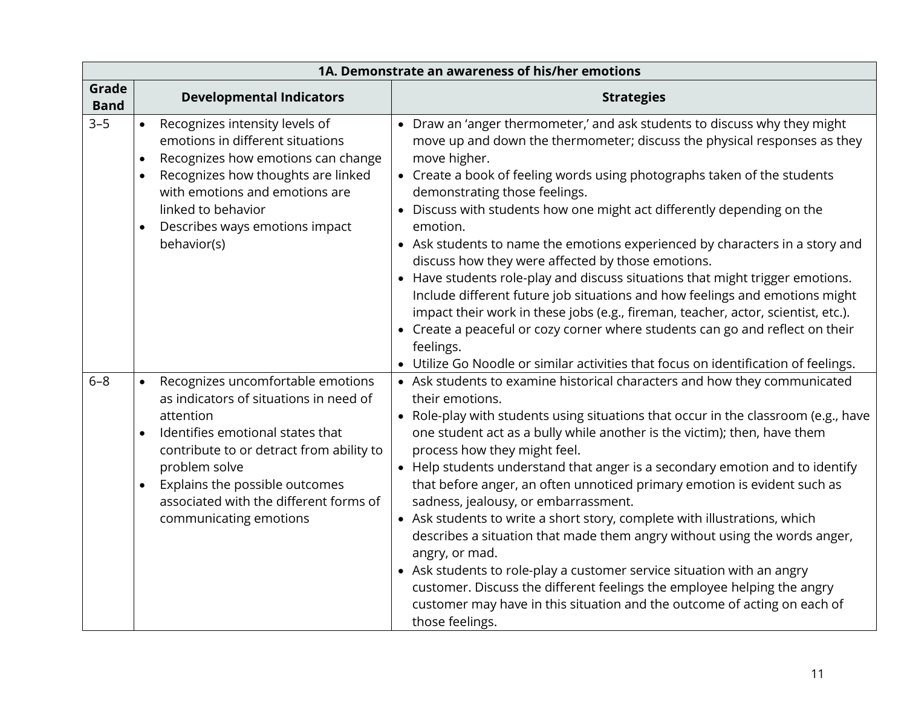| 1A. Demonstrate an awareness of his/her emotions | | |
|---|---|---|
| **Grade Band** | **Developmental Indicators** | **Strategies** |
| 3–5 | • Recognizes intensity levels of emotions in different situations<br>• Recognizes how emotions can change<br>• Recognizes how thoughts are linked with emotions and emotions are linked to behavior<br>• Describes ways emotions impact behavior(s) | • Draw an 'anger thermometer,' and ask students to discuss why they might move up and down the thermometer; discuss the physical responses as they move higher.<br>• Create a book of feeling words using photographs taken of the students demonstrating those feelings.<br>• Discuss with students how one might act differently depending on the emotion.<br>• Ask students to name the emotions experienced by characters in a story and discuss how they were affected by those emotions.<br>• Have students role-play and discuss situations that might trigger emotions. Include different future job situations and how feelings and emotions might impact their work in these jobs (e.g., fireman, teacher, actor, scientist, etc.).<br>• Create a peaceful or cozy corner where students can go and reflect on their feelings.<br>• Utilize Go Noodle or similar activities that focus on identification of feelings. |
| 6–8 | • Recognizes uncomfortable emotions as indicators of situations in need of attention<br>• Identifies emotional states that contribute to or detract from ability to problem solve<br>• Explains the possible outcomes associated with the different forms of communicating emotions | • Ask students to examine historical characters and how they communicated their emotions.<br>• Role-play with students using situations that occur in the classroom (e.g., have one student act as a bully while another is the victim); then, have them process how they might feel.<br>• Help students understand that anger is a secondary emotion and to identify that before anger, an often unnoticed primary emotion is evident such as sadness, jealousy, or embarrassment.<br>• Ask students to write a short story, complete with illustrations, which describes a situation that made them angry without using the words anger, angry, or mad.<br>• Ask students to role-play a customer service situation with an angry customer. Discuss the different feelings the employee helping the angry customer may have in this situation and the outcome of acting on each of those feelings. |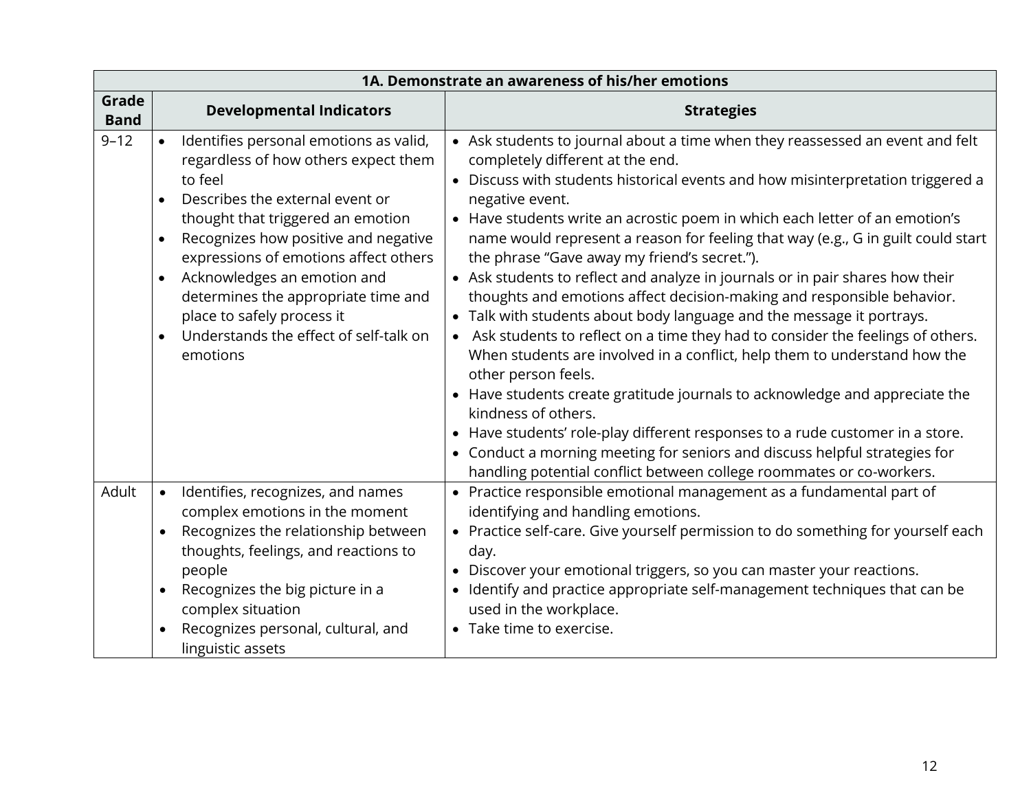| 1A. Demonstrate an awareness of his/her emotions | | |
|---|---|---|
| **Grade Band** | **Developmental Indicators** | **Strategies** |
| 9–12 | • Identifies personal emotions as valid, regardless of how others expect them to feel<br>• Describes the external event or thought that triggered an emotion<br>• Recognizes how positive and negative expressions of emotions affect others<br>• Acknowledges an emotion and determines the appropriate time and place to safely process it<br>• Understands the effect of self-talk on emotions | • Ask students to journal about a time when they reassessed an event and felt completely different at the end.<br>• Discuss with students historical events and how misinterpretation triggered a negative event.<br>• Have students write an acrostic poem in which each letter of an emotion's name would represent a reason for feeling that way (e.g., G in guilt could start the phrase "Gave away my friend's secret.").<br>• Ask students to reflect and analyze in journals or in pair shares how their thoughts and emotions affect decision-making and responsible behavior.<br>• Talk with students about body language and the message it portrays.<br>• Ask students to reflect on a time they had to consider the feelings of others. When students are involved in a conflict, help them to understand how the other person feels.<br>• Have students create gratitude journals to acknowledge and appreciate the kindness of others.<br>• Have students' role-play different responses to a rude customer in a store.<br>• Conduct a morning meeting for seniors and discuss helpful strategies for handling potential conflict between college roommates or co-workers. |
| Adult | • Identifies, recognizes, and names complex emotions in the moment<br>• Recognizes the relationship between thoughts, feelings, and reactions to people<br>• Recognizes the big picture in a complex situation<br>• Recognizes personal, cultural, and linguistic assets | • Practice responsible emotional management as a fundamental part of identifying and handling emotions.<br>• Practice self-care. Give yourself permission to do something for yourself each day.<br>• Discover your emotional triggers, so you can master your reactions.<br>• Identify and practice appropriate self-management techniques that can be used in the workplace.<br>• Take time to exercise. |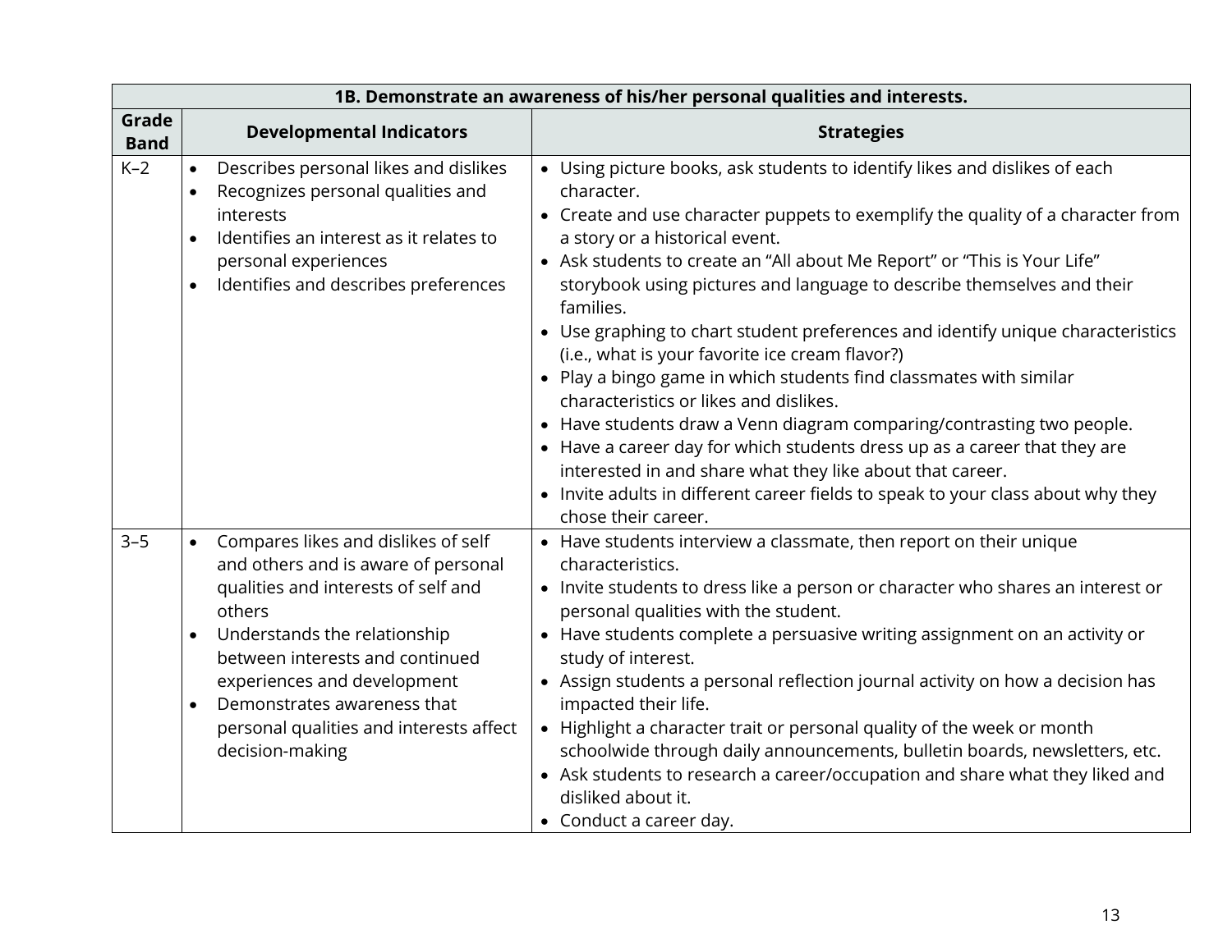| 1B. Demonstrate an awareness of his/her personal qualities and interests. | | |
|---|---|---|
| **Grade Band** | **Developmental Indicators** | **Strategies** |
| K–2 | • Describes personal likes and dislikes<br>• Recognizes personal qualities and interests<br>• Identifies an interest as it relates to personal experiences<br>• Identifies and describes preferences | • Using picture books, ask students to identify likes and dislikes of each character.<br>• Create and use character puppets to exemplify the quality of a character from a story or a historical event.<br>• Ask students to create an "All about Me Report" or "This is Your Life" storybook using pictures and language to describe themselves and their families.<br>• Use graphing to chart student preferences and identify unique characteristics (i.e., what is your favorite ice cream flavor?)<br>• Play a bingo game in which students find classmates with similar characteristics or likes and dislikes.<br>• Have students draw a Venn diagram comparing/contrasting two people.<br>• Have a career day for which students dress up as a career that they are interested in and share what they like about that career.<br>• Invite adults in different career fields to speak to your class about why they chose their career. |
| 3–5 | • Compares likes and dislikes of self and others and is aware of personal qualities and interests of self and others<br>• Understands the relationship between interests and continued experiences and development<br>• Demonstrates awareness that personal qualities and interests affect decision-making | • Have students interview a classmate, then report on their unique characteristics.<br>• Invite students to dress like a person or character who shares an interest or personal qualities with the student.<br>• Have students complete a persuasive writing assignment on an activity or study of interest.<br>• Assign students a personal reflection journal activity on how a decision has impacted their life.<br>• Highlight a character trait or personal quality of the week or month schoolwide through daily announcements, bulletin boards, newsletters, etc.<br>• Ask students to research a career/occupation and share what they liked and disliked about it.<br>• Conduct a career day. |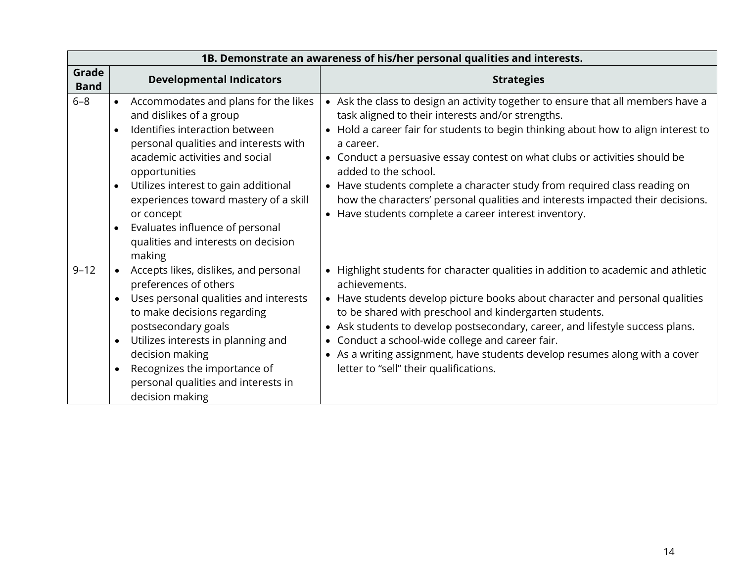| 1B. Demonstrate an awareness of his/her personal qualities and interests. | | |
|---|---|---|
| **Grade Band** | **Developmental Indicators** | **Strategies** |
| 6–8 | • Accommodates and plans for the likes and dislikes of a group<br>• Identifies interaction between personal qualities and interests with academic activities and social opportunities<br>• Utilizes interest to gain additional experiences toward mastery of a skill or concept<br>• Evaluates influence of personal qualities and interests on decision making | • Ask the class to design an activity together to ensure that all members have a task aligned to their interests and/or strengths.<br>• Hold a career fair for students to begin thinking about how to align interest to a career.<br>• Conduct a persuasive essay contest on what clubs or activities should be added to the school.<br>• Have students complete a character study from required class reading on how the characters' personal qualities and interests impacted their decisions.<br>• Have students complete a career interest inventory. |
| 9–12 | • Accepts likes, dislikes, and personal preferences of others<br>• Uses personal qualities and interests to make decisions regarding postsecondary goals<br>• Utilizes interests in planning and decision making<br>• Recognizes the importance of personal qualities and interests in decision making | • Highlight students for character qualities in addition to academic and athletic achievements.<br>• Have students develop picture books about character and personal qualities to be shared with preschool and kindergarten students.<br>• Ask students to develop postsecondary, career, and lifestyle success plans.<br>• Conduct a school-wide college and career fair.<br>• As a writing assignment, have students develop resumes along with a cover letter to "sell" their qualifications. |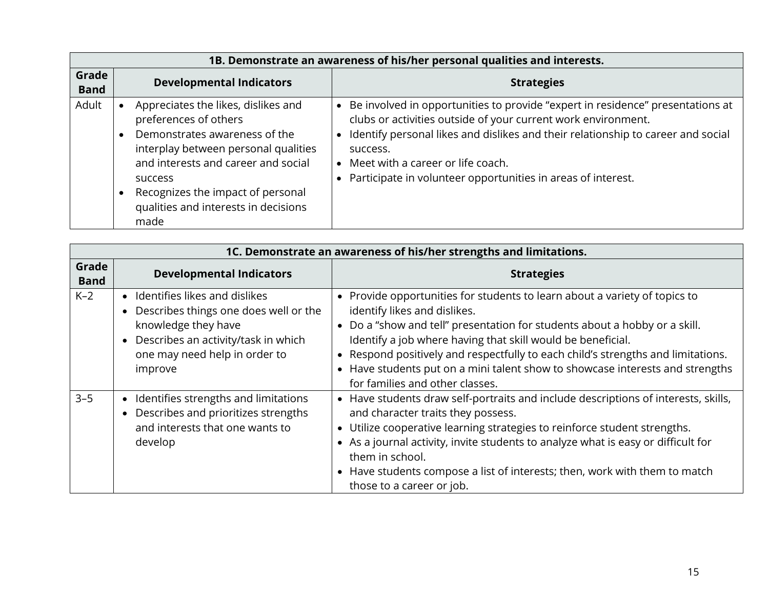| 1B. Demonstrate an awareness of his/her personal qualities and interests. | | |
|---|---|---|
| **Grade Band** | **Developmental Indicators** | **Strategies** |
| Adult | • Appreciates the likes, dislikes and preferences of others<br>• Demonstrates awareness of the interplay between personal qualities and interests and career and social success<br>• Recognizes the impact of personal qualities and interests in decisions made | • Be involved in opportunities to provide "expert in residence" presentations at clubs or activities outside of your current work environment.<br>• Identify personal likes and dislikes and their relationship to career and social success.<br>• Meet with a career or life coach.<br>• Participate in volunteer opportunities in areas of interest. |

| 1C. Demonstrate an awareness of his/her strengths and limitations. | | |
|---|---|---|
| **Grade Band** | **Developmental Indicators** | **Strategies** |
| K–2 | • Identifies likes and dislikes<br>• Describes things one does well or the knowledge they have<br>• Describes an activity/task in which one may need help in order to improve | • Provide opportunities for students to learn about a variety of topics to identify likes and dislikes.<br>• Do a "show and tell" presentation for students about a hobby or a skill. Identify a job where having that skill would be beneficial.<br>• Respond positively and respectfully to each child's strengths and limitations.<br>• Have students put on a mini talent show to showcase interests and strengths for families and other classes. |
| 3–5 | • Identifies strengths and limitations<br>• Describes and prioritizes strengths and interests that one wants to develop | • Have students draw self-portraits and include descriptions of interests, skills, and character traits they possess.<br>• Utilize cooperative learning strategies to reinforce student strengths.<br>• As a journal activity, invite students to analyze what is easy or difficult for them in school.<br>• Have students compose a list of interests; then, work with them to match those to a career or job. |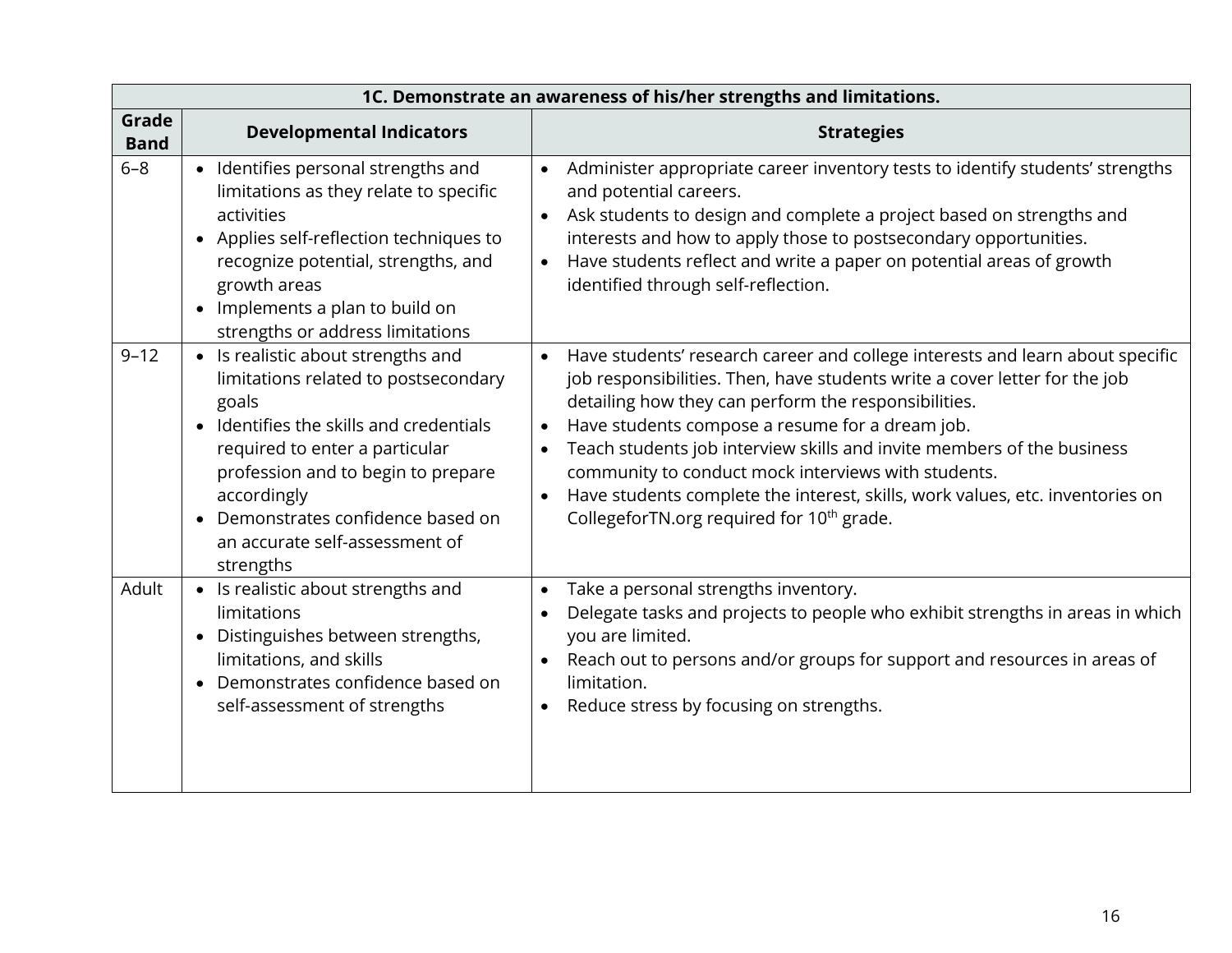| 1C. Demonstrate an awareness of his/her strengths and limitations. | | |
|---|---|---|
| **Grade Band** | **Developmental Indicators** | **Strategies** |
| 6–8 | • Identifies personal strengths and limitations as they relate to specific activities<br>• Applies self-reflection techniques to recognize potential, strengths, and growth areas<br>• Implements a plan to build on strengths or address limitations | • Administer appropriate career inventory tests to identify students' strengths and potential careers.<br>• Ask students to design and complete a project based on strengths and interests and how to apply those to postsecondary opportunities.<br>• Have students reflect and write a paper on potential areas of growth identified through self-reflection. |
| 9–12 | • Is realistic about strengths and limitations related to postsecondary goals<br>• Identifies the skills and credentials required to enter a particular profession and to begin to prepare accordingly<br>• Demonstrates confidence based on an accurate self-assessment of strengths | • Have students' research career and college interests and learn about specific job responsibilities. Then, have students write a cover letter for the job detailing how they can perform the responsibilities.<br>• Have students compose a resume for a dream job.<br>• Teach students job interview skills and invite members of the business community to conduct mock interviews with students.<br>• Have students complete the interest, skills, work values, etc. inventories on CollegeforTN.org required for 10th grade. |
| Adult | • Is realistic about strengths and limitations<br>• Distinguishes between strengths, limitations, and skills<br>• Demonstrates confidence based on self-assessment of strengths | • Take a personal strengths inventory.<br>• Delegate tasks and projects to people who exhibit strengths in areas in which you are limited.<br>• Reach out to persons and/or groups for support and resources in areas of limitation.<br>• Reduce stress by focusing on strengths. |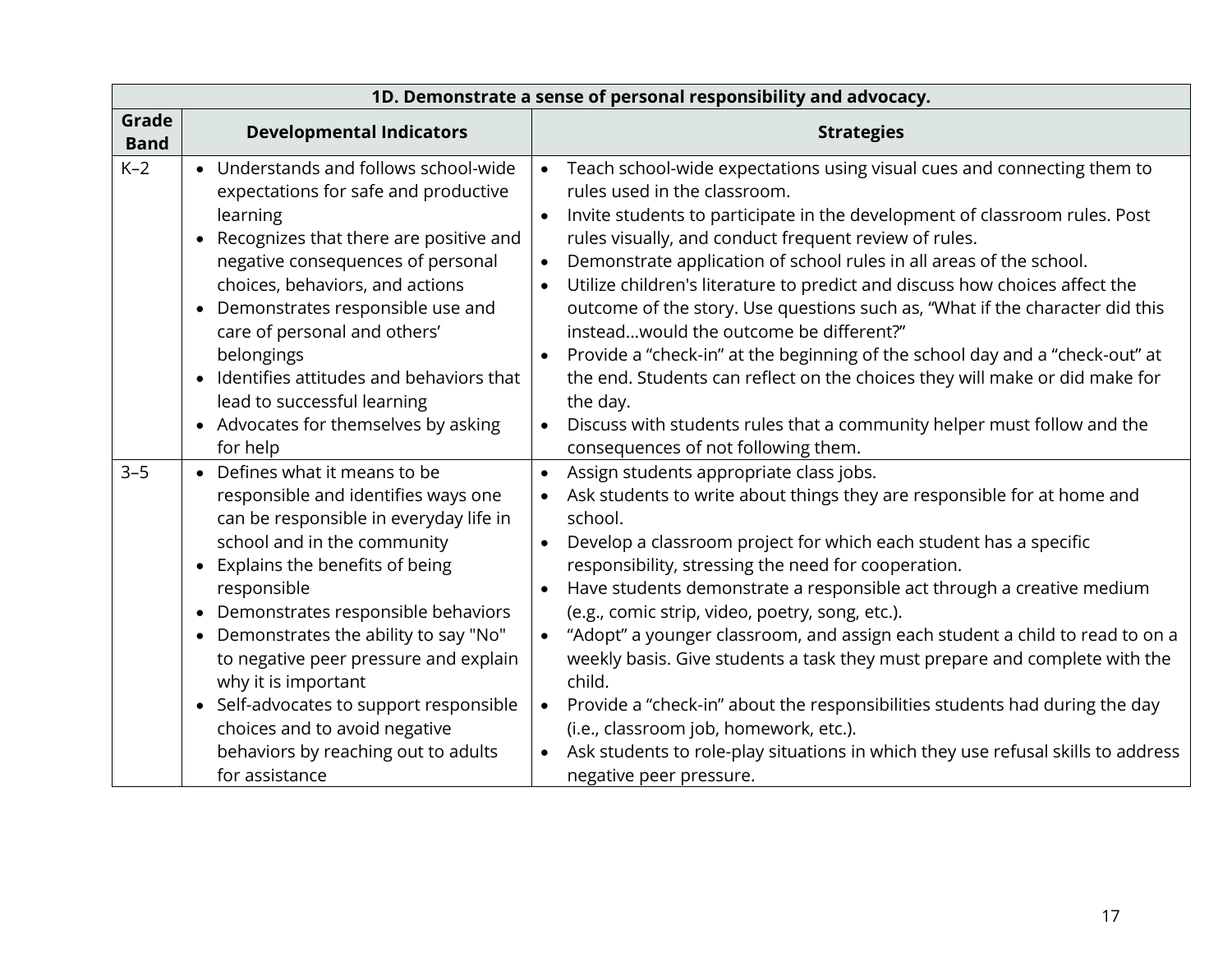| 1D. Demonstrate a sense of personal responsibility and advocacy. | | |
|---|---|---|
| **Grade Band** | **Developmental Indicators** | **Strategies** |
| K–2 | • Understands and follows school-wide expectations for safe and productive learning<br>• Recognizes that there are positive and negative consequences of personal choices, behaviors, and actions<br>• Demonstrates responsible use and care of personal and others' belongings<br>• Identifies attitudes and behaviors that lead to successful learning<br>• Advocates for themselves by asking for help | • Teach school-wide expectations using visual cues and connecting them to rules used in the classroom.<br>• Invite students to participate in the development of classroom rules. Post rules visually, and conduct frequent review of rules.<br>• Demonstrate application of school rules in all areas of the school.<br>• Utilize children's literature to predict and discuss how choices affect the outcome of the story. Use questions such as, "What if the character did this instead…would the outcome be different?"<br>• Provide a "check-in" at the beginning of the school day and a "check-out" at the end. Students can reflect on the choices they will make or did make for the day.<br>• Discuss with students rules that a community helper must follow and the consequences of not following them. |
| 3–5 | • Defines what it means to be responsible and identifies ways one can be responsible in everyday life in school and in the community<br>• Explains the benefits of being responsible<br>• Demonstrates responsible behaviors<br>• Demonstrates the ability to say "No" to negative peer pressure and explain why it is important<br>• Self-advocates to support responsible choices and to avoid negative behaviors by reaching out to adults for assistance | • Assign students appropriate class jobs.<br>• Ask students to write about things they are responsible for at home and school.<br>• Develop a classroom project for which each student has a specific responsibility, stressing the need for cooperation.<br>• Have students demonstrate a responsible act through a creative medium (e.g., comic strip, video, poetry, song, etc.).<br>• "Adopt" a younger classroom, and assign each student a child to read to on a weekly basis. Give students a task they must prepare and complete with the child.<br>• Provide a "check-in" about the responsibilities students had during the day (i.e., classroom job, homework, etc.).<br>• Ask students to role-play situations in which they use refusal skills to address negative peer pressure. |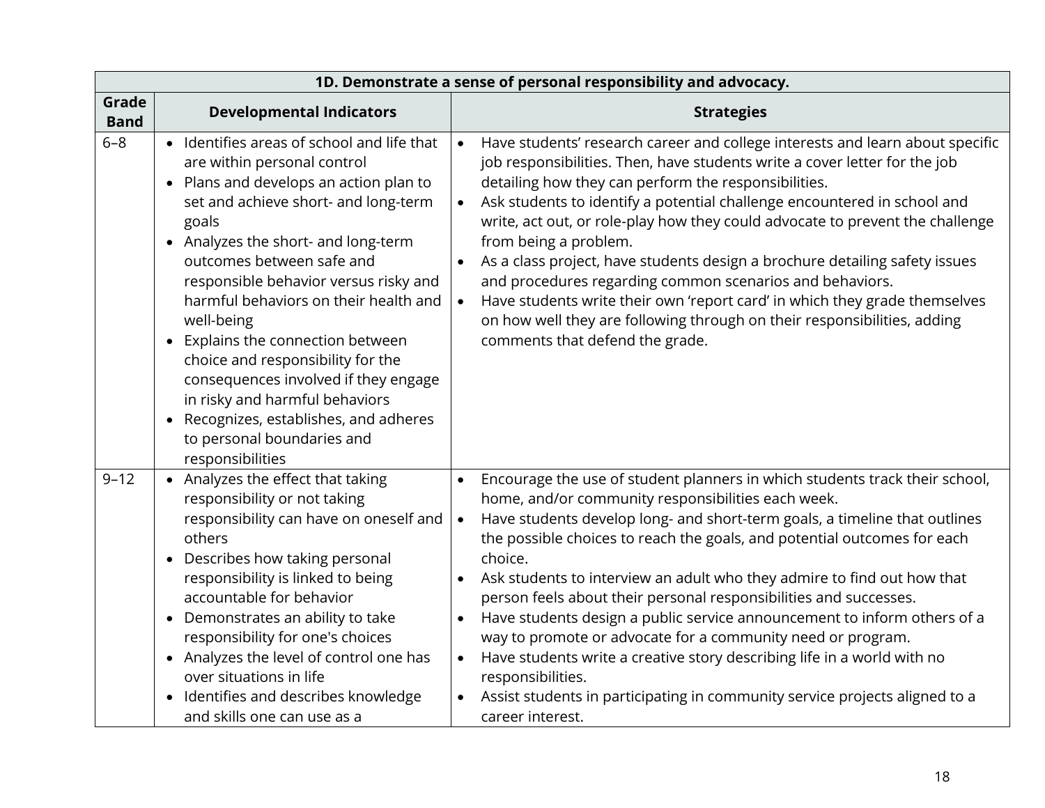| 1D. Demonstrate a sense of personal responsibility and advocacy. | | |
|---|---|---|
| **Grade Band** | **Developmental Indicators** | **Strategies** |
| 6–8 | • Identifies areas of school and life that are within personal control<br>• Plans and develops an action plan to set and achieve short- and long-term goals<br>• Analyzes the short- and long-term outcomes between safe and responsible behavior versus risky and harmful behaviors on their health and well-being<br>• Explains the connection between choice and responsibility for the consequences involved if they engage in risky and harmful behaviors<br>• Recognizes, establishes, and adheres to personal boundaries and responsibilities | • Have students' research career and college interests and learn about specific job responsibilities. Then, have students write a cover letter for the job detailing how they can perform the responsibilities.<br>• Ask students to identify a potential challenge encountered in school and write, act out, or role-play how they could advocate to prevent the challenge from being a problem.<br>• As a class project, have students design a brochure detailing safety issues and procedures regarding common scenarios and behaviors.<br>• Have students write their own 'report card' in which they grade themselves on how well they are following through on their responsibilities, adding comments that defend the grade. |
| 9–12 | • Analyzes the effect that taking responsibility or not taking responsibility can have on oneself and others<br>• Describes how taking personal responsibility is linked to being accountable for behavior<br>• Demonstrates an ability to take responsibility for one's choices<br>• Analyzes the level of control one has over situations in life<br>• Identifies and describes knowledge and skills one can use as a | • Encourage the use of student planners in which students track their school, home, and/or community responsibilities each week.<br>• Have students develop long- and short-term goals, a timeline that outlines the possible choices to reach the goals, and potential outcomes for each choice.<br>• Ask students to interview an adult who they admire to find out how that person feels about their personal responsibilities and successes.<br>• Have students design a public service announcement to inform others of a way to promote or advocate for a community need or program.<br>• Have students write a creative story describing life in a world with no responsibilities.<br>• Assist students in participating in community service projects aligned to a career interest. |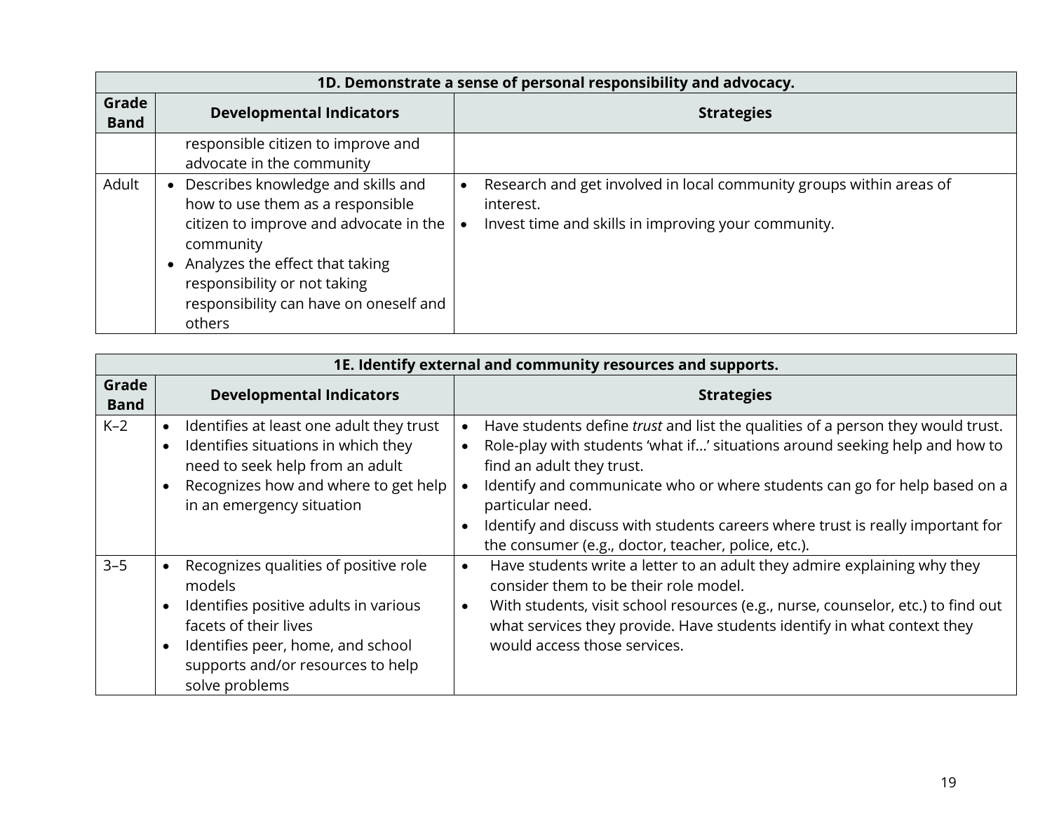| 1D. Demonstrate a sense of personal responsibility and advocacy. | | |
|---|---|---|
| **Grade Band** | **Developmental Indicators** | **Strategies** |
| | responsible citizen to improve and advocate in the community | |
| Adult | • Describes knowledge and skills and how to use them as a responsible citizen to improve and advocate in the community<br>• Analyzes the effect that taking responsibility or not taking responsibility can have on oneself and others | • Research and get involved in local community groups within areas of interest.<br>• Invest time and skills in improving your community. |

| 1E. Identify external and community resources and supports. | | |
|---|---|---|
| **Grade Band** | **Developmental Indicators** | **Strategies** |
| K–2 | • Identifies at least one adult they trust<br>• Identifies situations in which they need to seek help from an adult<br>• Recognizes how and where to get help in an emergency situation | • Have students define *trust* and list the qualities of a person they would trust.<br>• Role-play with students 'what if…' situations around seeking help and how to find an adult they trust.<br>• Identify and communicate who or where students can go for help based on a particular need.<br>• Identify and discuss with students careers where trust is really important for the consumer (e.g., doctor, teacher, police, etc.). |
| 3–5 | • Recognizes qualities of positive role models<br>• Identifies positive adults in various facets of their lives<br>• Identifies peer, home, and school supports and/or resources to help solve problems | • Have students write a letter to an adult they admire explaining why they consider them to be their role model.<br>• With students, visit school resources (e.g., nurse, counselor, etc.) to find out what services they provide. Have students identify in what context they would access those services. |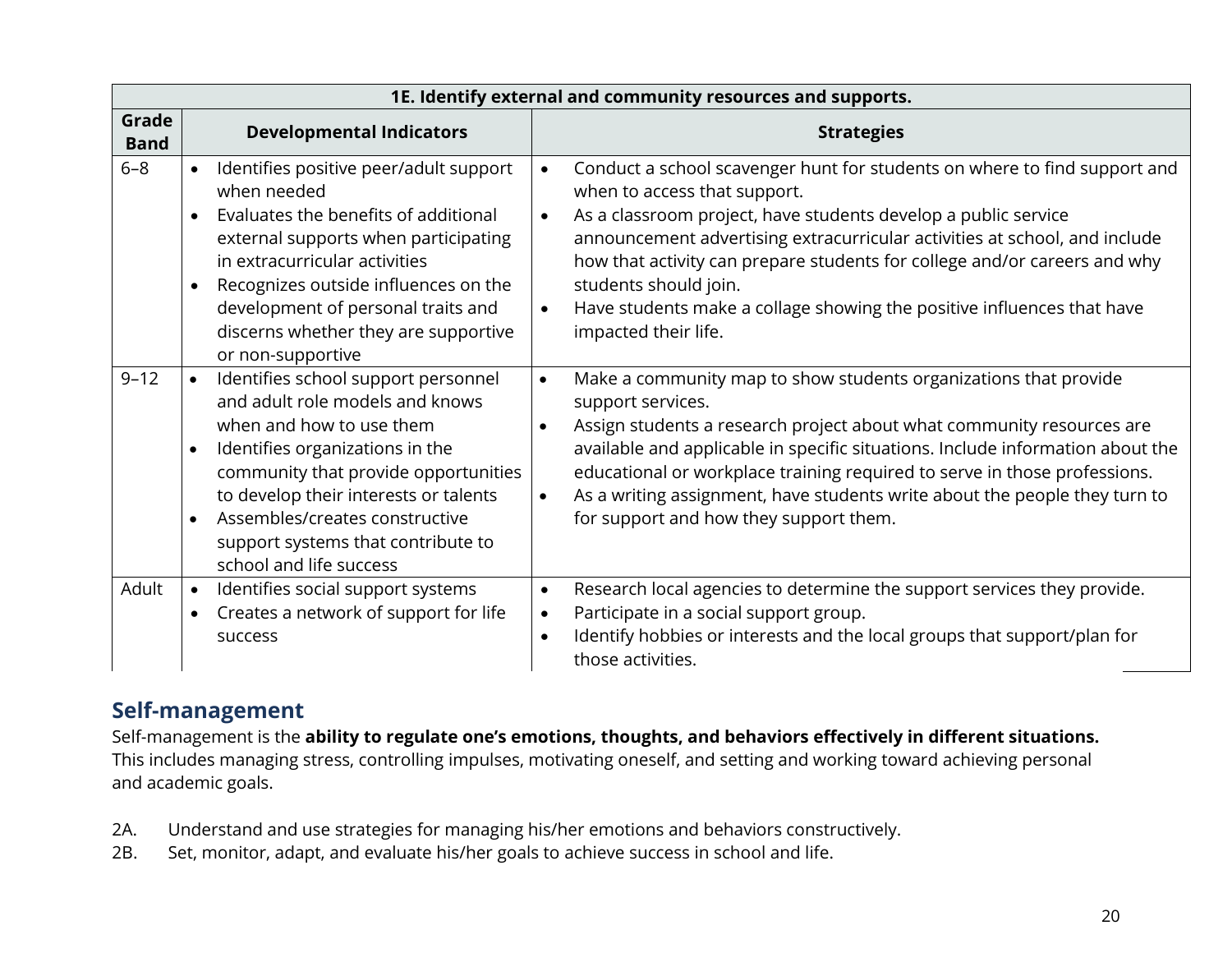| 1E. Identify external and community resources and supports. | | |
|---|---|---|
| **Grade Band** | **Developmental Indicators** | **Strategies** |
| 6–8 | • Identifies positive peer/adult support when needed<br>• Evaluates the benefits of additional external supports when participating in extracurricular activities<br>• Recognizes outside influences on the development of personal traits and discerns whether they are supportive or non-supportive | • Conduct a school scavenger hunt for students on where to find support and when to access that support.<br>• As a classroom project, have students develop a public service announcement advertising extracurricular activities at school, and include how that activity can prepare students for college and/or careers and why students should join.<br>• Have students make a collage showing the positive influences that have impacted their life. |
| 9–12 | • Identifies school support personnel and adult role models and knows when and how to use them<br>• Identifies organizations in the community that provide opportunities to develop their interests or talents<br>• Assembles/creates constructive support systems that contribute to school and life success | • Make a community map to show students organizations that provide support services.<br>• Assign students a research project about what community resources are available and applicable in specific situations. Include information about the educational or workplace training required to serve in those professions.<br>• As a writing assignment, have students write about the people they turn to for support and how they support them. |
| Adult | • Identifies social support systems<br>• Creates a network of support for life success | • Research local agencies to determine the support services they provide.<br>• Participate in a social support group.<br>• Identify hobbies or interests and the local groups that support/plan for those activities. |

## Self-management

Self-management is the **ability to regulate one's emotions, thoughts, and behaviors effectively in different situations.** This includes managing stress, controlling impulses, motivating oneself, and setting and working toward achieving personal and academic goals.

2A. Understand and use strategies for managing his/her emotions and behaviors constructively.

2B. Set, monitor, adapt, and evaluate his/her goals to achieve success in school and life.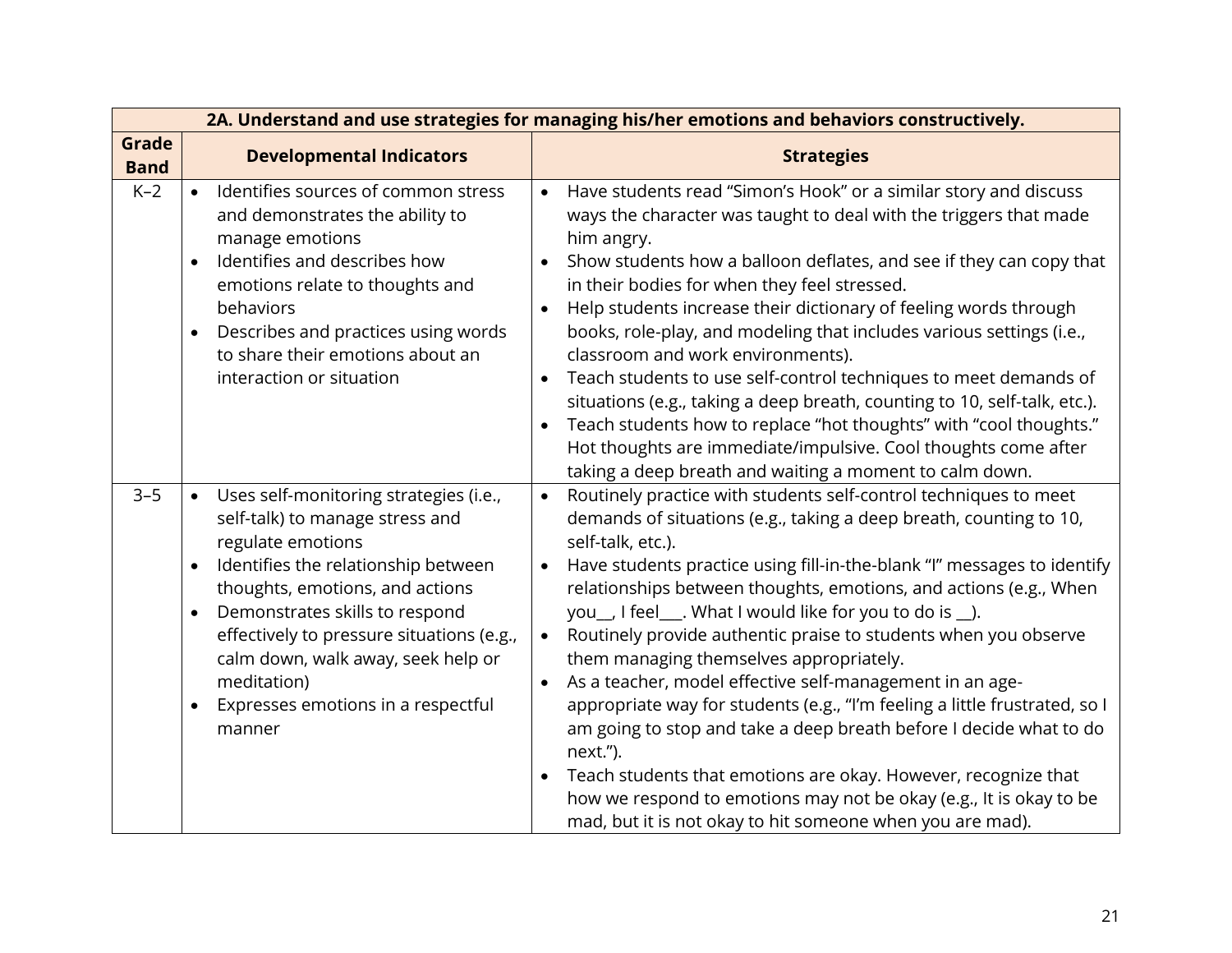| 2A. Understand and use strategies for managing his/her emotions and behaviors constructively. | | |
|---|---|---|
| **Grade Band** | **Developmental Indicators** | **Strategies** |
| K–2 | • Identifies sources of common stress and demonstrates the ability to manage emotions<br>• Identifies and describes how emotions relate to thoughts and behaviors<br>• Describes and practices using words to share their emotions about an interaction or situation | • Have students read "Simon's Hook" or a similar story and discuss ways the character was taught to deal with the triggers that made him angry.<br>• Show students how a balloon deflates, and see if they can copy that in their bodies for when they feel stressed.<br>• Help students increase their dictionary of feeling words through books, role-play, and modeling that includes various settings (i.e., classroom and work environments).<br>• Teach students to use self-control techniques to meet demands of situations (e.g., taking a deep breath, counting to 10, self-talk, etc.).<br>• Teach students how to replace "hot thoughts" with "cool thoughts." Hot thoughts are immediate/impulsive. Cool thoughts come after taking a deep breath and waiting a moment to calm down. |
| 3–5 | • Uses self-monitoring strategies (i.e., self-talk) to manage stress and regulate emotions<br>• Identifies the relationship between thoughts, emotions, and actions<br>• Demonstrates skills to respond effectively to pressure situations (e.g., calm down, walk away, seek help or meditation)<br>• Expresses emotions in a respectful manner | • Routinely practice with students self-control techniques to meet demands of situations (e.g., taking a deep breath, counting to 10, self-talk, etc.).<br>• Have students practice using fill-in-the-blank "I" messages to identify relationships between thoughts, emotions, and actions (e.g., When you__, I feel___. What I would like for you to do is __).<br>• Routinely provide authentic praise to students when you observe them managing themselves appropriately.<br>• As a teacher, model effective self-management in an age-appropriate way for students (e.g., "I'm feeling a little frustrated, so I am going to stop and take a deep breath before I decide what to do next.").<br>• Teach students that emotions are okay. However, recognize that how we respond to emotions may not be okay (e.g., It is okay to be mad, but it is not okay to hit someone when you are mad). |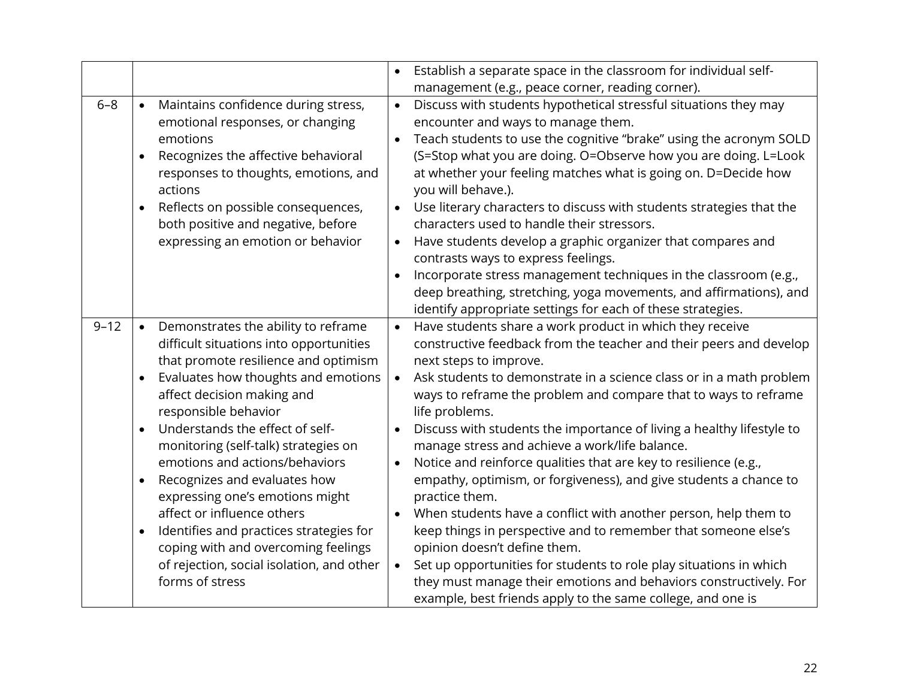| | | |
|---|---|---|
| | | • Establish a separate space in the classroom for individual self-management (e.g., peace corner, reading corner). |
| 6–8 | • Maintains confidence during stress, emotional responses, or changing emotions<br>• Recognizes the affective behavioral responses to thoughts, emotions, and actions<br>• Reflects on possible consequences, both positive and negative, before expressing an emotion or behavior | • Discuss with students hypothetical stressful situations they may encounter and ways to manage them.<br>• Teach students to use the cognitive "brake" using the acronym SOLD (S=Stop what you are doing. O=Observe how you are doing. L=Look at whether your feeling matches what is going on. D=Decide how you will behave.).<br>• Use literary characters to discuss with students strategies that the characters used to handle their stressors.<br>• Have students develop a graphic organizer that compares and contrasts ways to express feelings.<br>• Incorporate stress management techniques in the classroom (e.g., deep breathing, stretching, yoga movements, and affirmations), and identify appropriate settings for each of these strategies. |
| 9–12 | • Demonstrates the ability to reframe difficult situations into opportunities that promote resilience and optimism<br>• Evaluates how thoughts and emotions affect decision making and responsible behavior<br>• Understands the effect of self-monitoring (self-talk) strategies on emotions and actions/behaviors<br>• Recognizes and evaluates how expressing one's emotions might affect or influence others<br>• Identifies and practices strategies for coping with and overcoming feelings of rejection, social isolation, and other forms of stress | • Have students share a work product in which they receive constructive feedback from the teacher and their peers and develop next steps to improve.<br>• Ask students to demonstrate in a science class or in a math problem ways to reframe the problem and compare that to ways to reframe life problems.<br>• Discuss with students the importance of living a healthy lifestyle to manage stress and achieve a work/life balance.<br>• Notice and reinforce qualities that are key to resilience (e.g., empathy, optimism, or forgiveness), and give students a chance to practice them.<br>• When students have a conflict with another person, help them to keep things in perspective and to remember that someone else's opinion doesn't define them.<br>• Set up opportunities for students to role play situations in which they must manage their emotions and behaviors constructively. For example, best friends apply to the same college, and one is |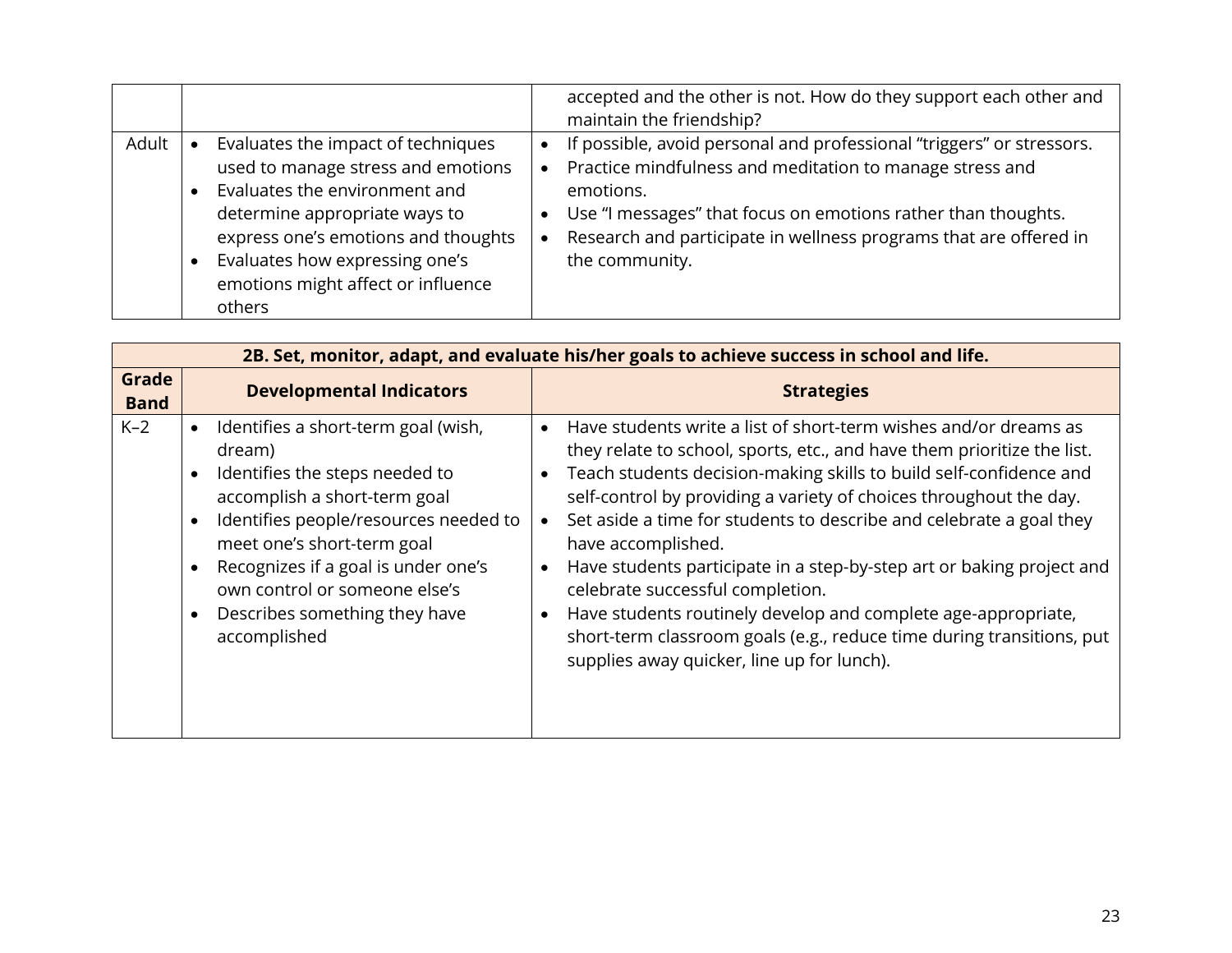| | | |
|---|---|---|
| | | accepted and the other is not. How do they support each other and maintain the friendship? |
| Adult | • Evaluates the impact of techniques used to manage stress and emotions<br>• Evaluates the environment and determine appropriate ways to express one's emotions and thoughts<br>• Evaluates how expressing one's emotions might affect or influence others | • If possible, avoid personal and professional "triggers" or stressors.<br>• Practice mindfulness and meditation to manage stress and emotions.<br>• Use "I messages" that focus on emotions rather than thoughts.<br>• Research and participate in wellness programs that are offered in the community. |

| 2B. Set, monitor, adapt, and evaluate his/her goals to achieve success in school and life. | | |
|---|---|---|
| **Grade Band** | **Developmental Indicators** | **Strategies** |
| K–2 | • Identifies a short-term goal (wish, dream)<br>• Identifies the steps needed to accomplish a short-term goal<br>• Identifies people/resources needed to meet one's short-term goal<br>• Recognizes if a goal is under one's own control or someone else's<br>• Describes something they have accomplished | • Have students write a list of short-term wishes and/or dreams as they relate to school, sports, etc., and have them prioritize the list.<br>• Teach students decision-making skills to build self-confidence and self-control by providing a variety of choices throughout the day.<br>• Set aside a time for students to describe and celebrate a goal they have accomplished.<br>• Have students participate in a step-by-step art or baking project and celebrate successful completion.<br>• Have students routinely develop and complete age-appropriate, short-term classroom goals (e.g., reduce time during transitions, put supplies away quicker, line up for lunch). |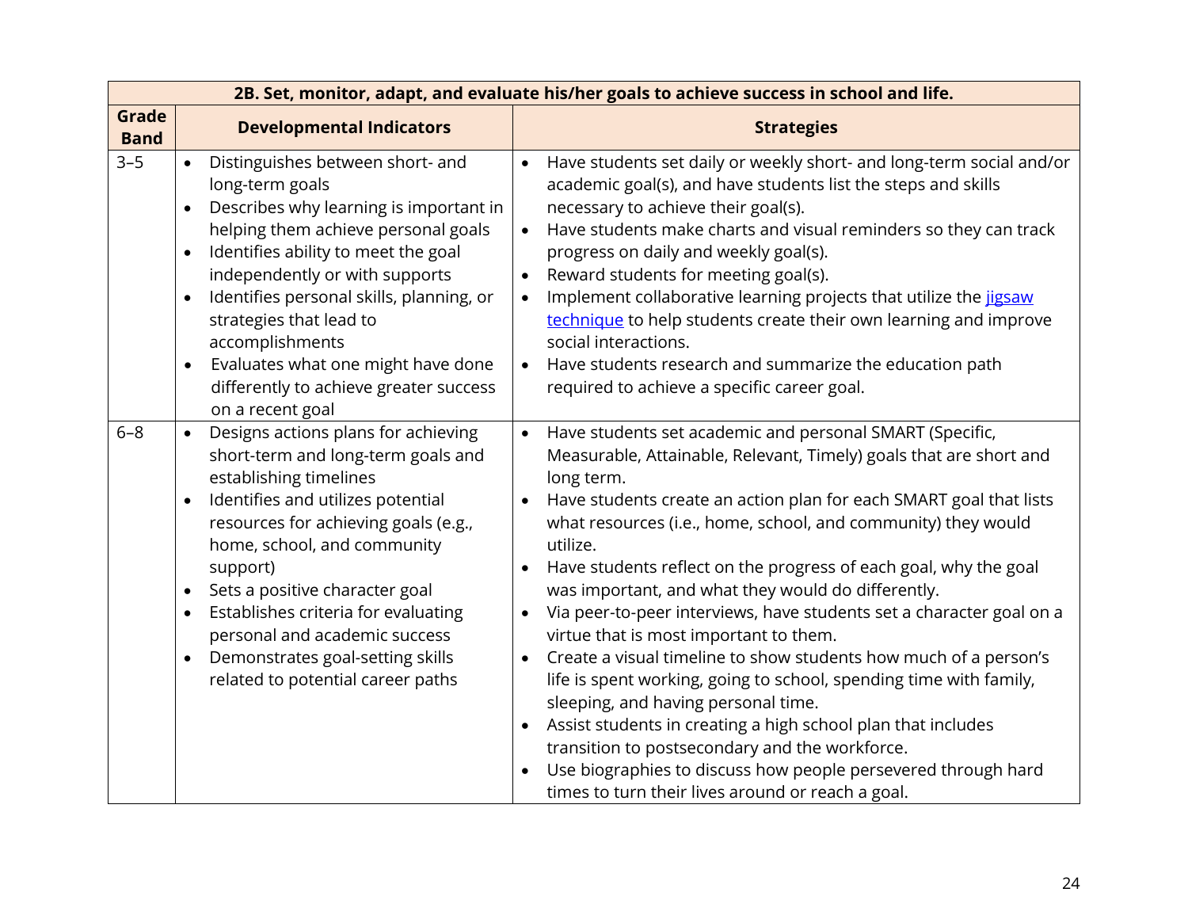| 2B. Set, monitor, adapt, and evaluate his/her goals to achieve success in school and life. | | |
|---|---|---|
| **Grade Band** | **Developmental Indicators** | **Strategies** |
| 3–5 | • Distinguishes between short- and long-term goals<br>• Describes why learning is important in helping them achieve personal goals<br>• Identifies ability to meet the goal independently or with supports<br>• Identifies personal skills, planning, or strategies that lead to accomplishments<br>• Evaluates what one might have done differently to achieve greater success on a recent goal | • Have students set daily or weekly short- and long-term social and/or academic goal(s), and have students list the steps and skills necessary to achieve their goal(s).<br>• Have students make charts and visual reminders so they can track progress on daily and weekly goal(s).<br>• Reward students for meeting goal(s).<br>• Implement collaborative learning projects that utilize the jigsaw technique to help students create their own learning and improve social interactions.<br>• Have students research and summarize the education path required to achieve a specific career goal. |
| 6–8 | • Designs actions plans for achieving short-term and long-term goals and establishing timelines<br>• Identifies and utilizes potential resources for achieving goals (e.g., home, school, and community support)<br>• Sets a positive character goal<br>• Establishes criteria for evaluating personal and academic success<br>• Demonstrates goal-setting skills related to potential career paths | • Have students set academic and personal SMART (Specific, Measurable, Attainable, Relevant, Timely) goals that are short and long term.<br>• Have students create an action plan for each SMART goal that lists what resources (i.e., home, school, and community) they would utilize.<br>• Have students reflect on the progress of each goal, why the goal was important, and what they would do differently.<br>• Via peer-to-peer interviews, have students set a character goal on a virtue that is most important to them.<br>• Create a visual timeline to show students how much of a person's life is spent working, going to school, spending time with family, sleeping, and having personal time.<br>• Assist students in creating a high school plan that includes transition to postsecondary and the workforce.<br>• Use biographies to discuss how people persevered through hard times to turn their lives around or reach a goal. |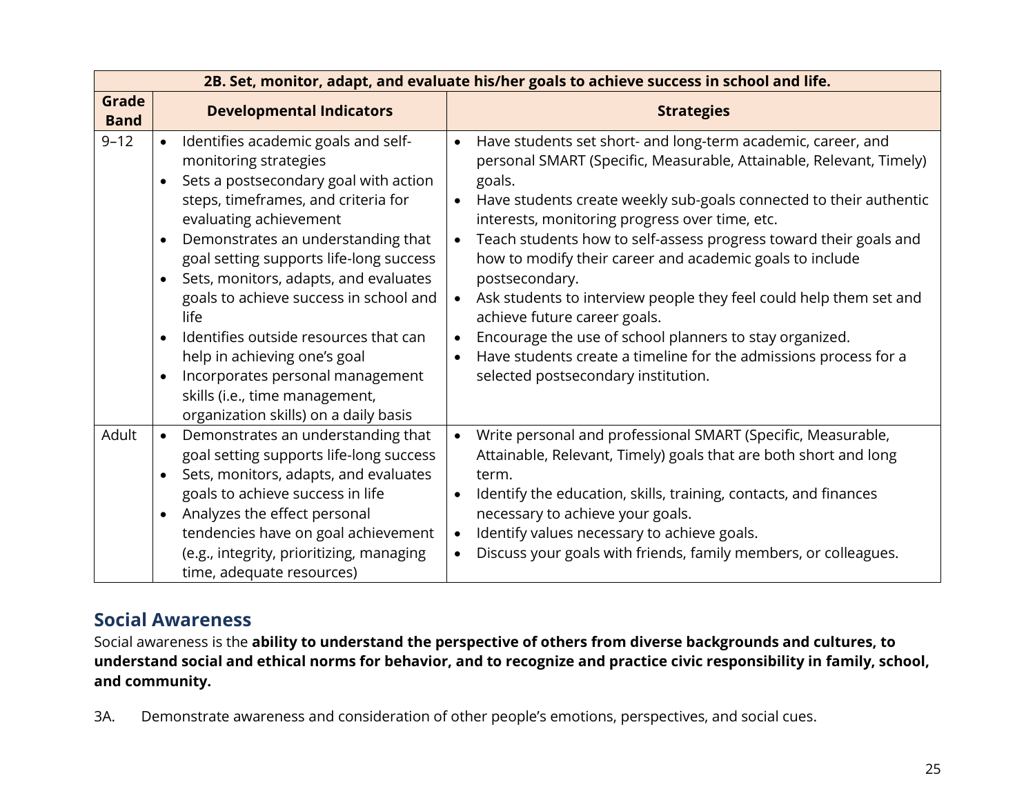| 2B. Set, monitor, adapt, and evaluate his/her goals to achieve success in school and life. | | |
|---|---|---|
| **Grade Band** | **Developmental Indicators** | **Strategies** |
| 9–12 | • Identifies academic goals and self-monitoring strategies<br>• Sets a postsecondary goal with action steps, timeframes, and criteria for evaluating achievement<br>• Demonstrates an understanding that goal setting supports life-long success<br>• Sets, monitors, adapts, and evaluates goals to achieve success in school and life<br>• Identifies outside resources that can help in achieving one's goal<br>• Incorporates personal management skills (i.e., time management, organization skills) on a daily basis | • Have students set short- and long-term academic, career, and personal SMART (Specific, Measurable, Attainable, Relevant, Timely) goals.<br>• Have students create weekly sub-goals connected to their authentic interests, monitoring progress over time, etc.<br>• Teach students how to self-assess progress toward their goals and how to modify their career and academic goals to include postsecondary.<br>• Ask students to interview people they feel could help them set and achieve future career goals.<br>• Encourage the use of school planners to stay organized.<br>• Have students create a timeline for the admissions process for a selected postsecondary institution. |
| Adult | • Demonstrates an understanding that goal setting supports life-long success<br>• Sets, monitors, adapts, and evaluates goals to achieve success in life<br>• Analyzes the effect personal tendencies have on goal achievement (e.g., integrity, prioritizing, managing time, adequate resources) | • Write personal and professional SMART (Specific, Measurable, Attainable, Relevant, Timely) goals that are both short and long term.<br>• Identify the education, skills, training, contacts, and finances necessary to achieve your goals.<br>• Identify values necessary to achieve goals.<br>• Discuss your goals with friends, family members, or colleagues. |

## Social Awareness

Social awareness is the **ability to understand the perspective of others from diverse backgrounds and cultures, to understand social and ethical norms for behavior, and to recognize and practice civic responsibility in family, school, and community.**

3A. Demonstrate awareness and consideration of other people's emotions, perspectives, and social cues.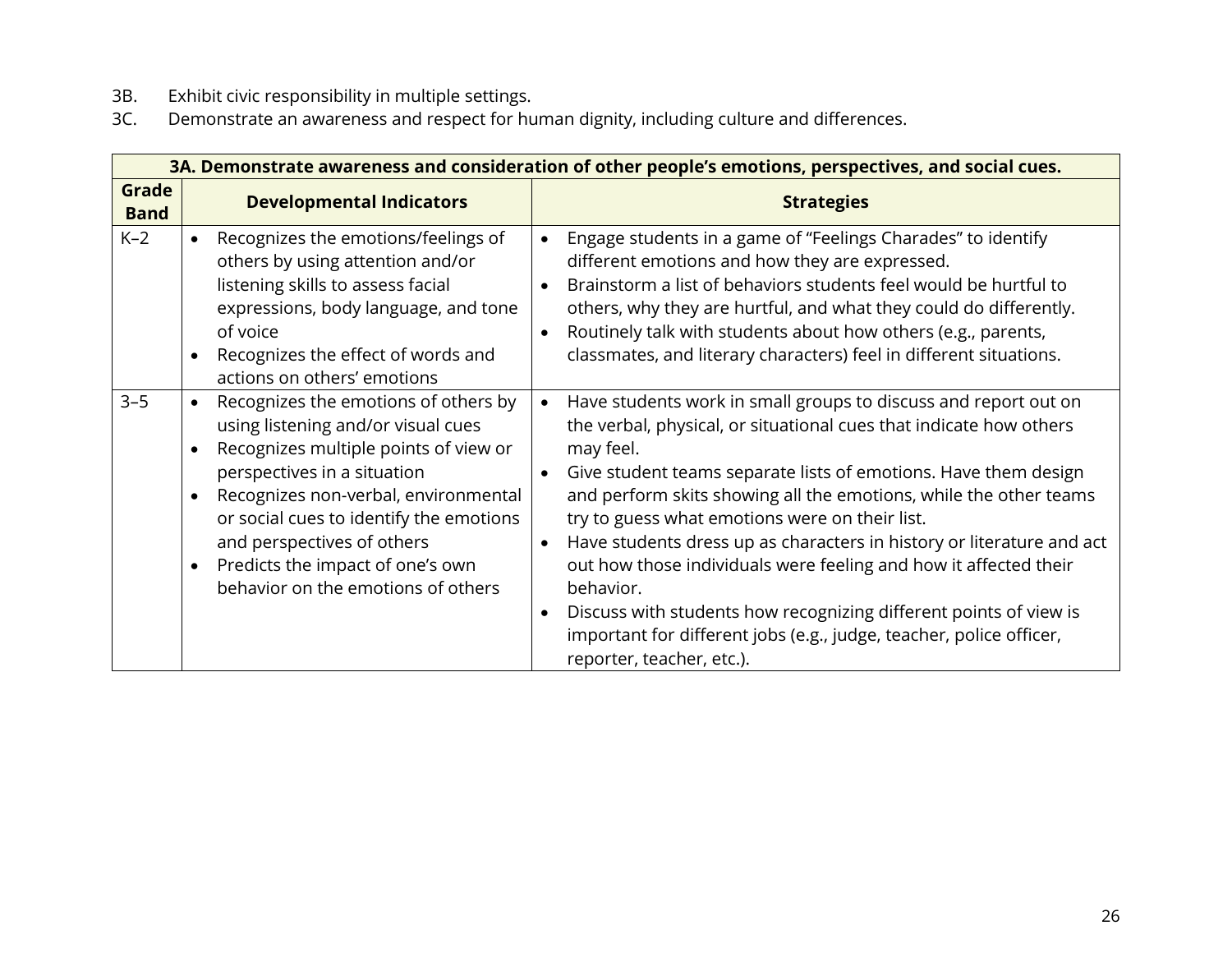3B. Exhibit civic responsibility in multiple settings.
3C. Demonstrate an awareness and respect for human dignity, including culture and differences.

| **3A. Demonstrate awareness and consideration of other people's emotions, perspectives, and social cues.** | | |
|---|---|---|
| **Grade Band** | **Developmental Indicators** | **Strategies** |
| K–2 | • Recognizes the emotions/feelings of others by using attention and/or listening skills to assess facial expressions, body language, and tone of voice<br>• Recognizes the effect of words and actions on others' emotions | • Engage students in a game of "Feelings Charades" to identify different emotions and how they are expressed.<br>• Brainstorm a list of behaviors students feel would be hurtful to others, why they are hurtful, and what they could do differently.<br>• Routinely talk with students about how others (e.g., parents, classmates, and literary characters) feel in different situations. |
| 3–5 | • Recognizes the emotions of others by using listening and/or visual cues<br>• Recognizes multiple points of view or perspectives in a situation<br>• Recognizes non-verbal, environmental or social cues to identify the emotions and perspectives of others<br>• Predicts the impact of one's own behavior on the emotions of others | • Have students work in small groups to discuss and report out on the verbal, physical, or situational cues that indicate how others may feel.<br>• Give student teams separate lists of emotions. Have them design and perform skits showing all the emotions, while the other teams try to guess what emotions were on their list.<br>• Have students dress up as characters in history or literature and act out how those individuals were feeling and how it affected their behavior.<br>• Discuss with students how recognizing different points of view is important for different jobs (e.g., judge, teacher, police officer, reporter, teacher, etc.). |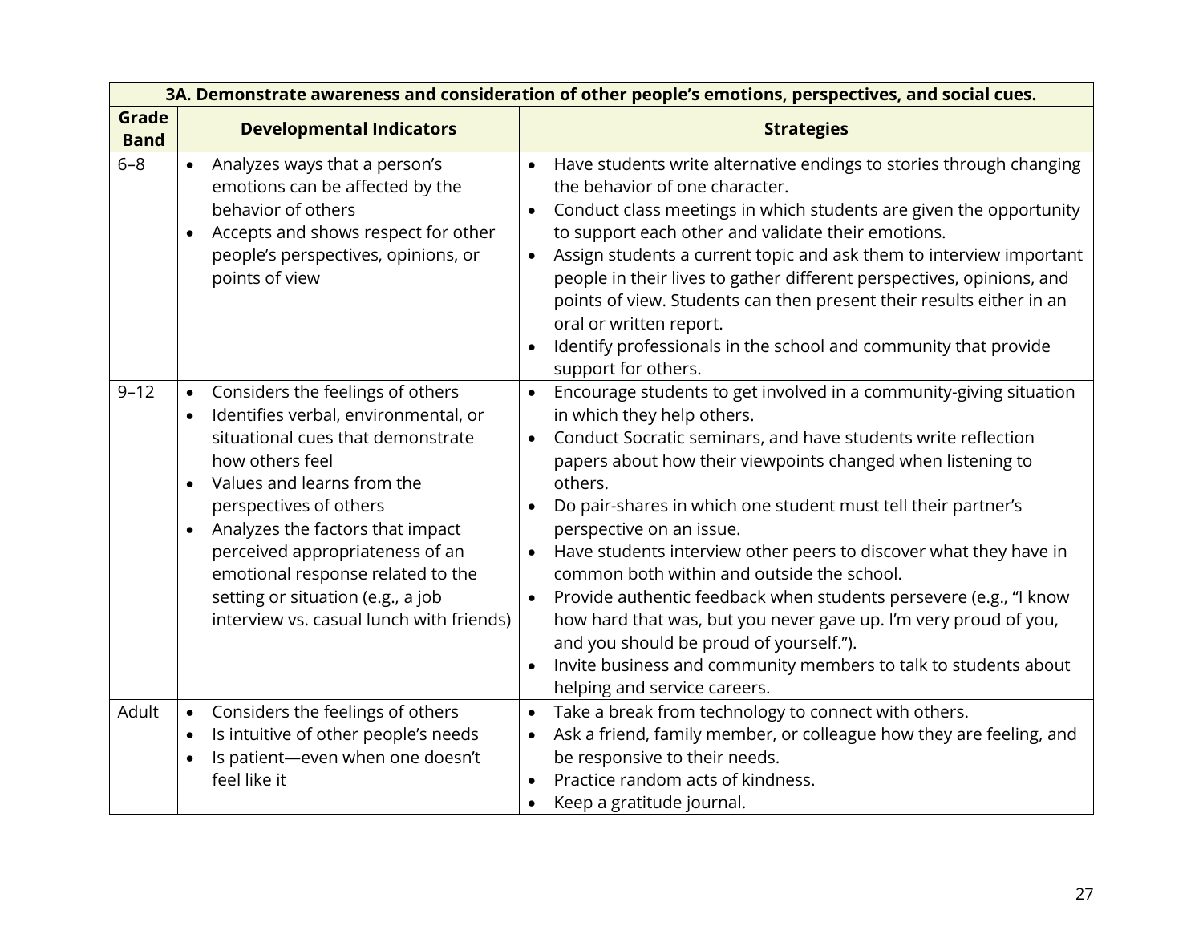| 3A. Demonstrate awareness and consideration of other people's emotions, perspectives, and social cues. | | |
|---|---|---|
| **Grade Band** | **Developmental Indicators** | **Strategies** |
| 6–8 | • Analyzes ways that a person's emotions can be affected by the behavior of others<br>• Accepts and shows respect for other people's perspectives, opinions, or points of view | • Have students write alternative endings to stories through changing the behavior of one character.<br>• Conduct class meetings in which students are given the opportunity to support each other and validate their emotions.<br>• Assign students a current topic and ask them to interview important people in their lives to gather different perspectives, opinions, and points of view. Students can then present their results either in an oral or written report.<br>• Identify professionals in the school and community that provide support for others. |
| 9–12 | • Considers the feelings of others<br>• Identifies verbal, environmental, or situational cues that demonstrate how others feel<br>• Values and learns from the perspectives of others<br>• Analyzes the factors that impact perceived appropriateness of an emotional response related to the setting or situation (e.g., a job interview vs. casual lunch with friends) | • Encourage students to get involved in a community-giving situation in which they help others.<br>• Conduct Socratic seminars, and have students write reflection papers about how their viewpoints changed when listening to others.<br>• Do pair-shares in which one student must tell their partner's perspective on an issue.<br>• Have students interview other peers to discover what they have in common both within and outside the school.<br>• Provide authentic feedback when students persevere (e.g., "I know how hard that was, but you never gave up. I'm very proud of you, and you should be proud of yourself.").<br>• Invite business and community members to talk to students about helping and service careers. |
| Adult | • Considers the feelings of others<br>• Is intuitive of other people's needs<br>• Is patient—even when one doesn't feel like it | • Take a break from technology to connect with others.<br>• Ask a friend, family member, or colleague how they are feeling, and be responsive to their needs.<br>• Practice random acts of kindness.<br>• Keep a gratitude journal. |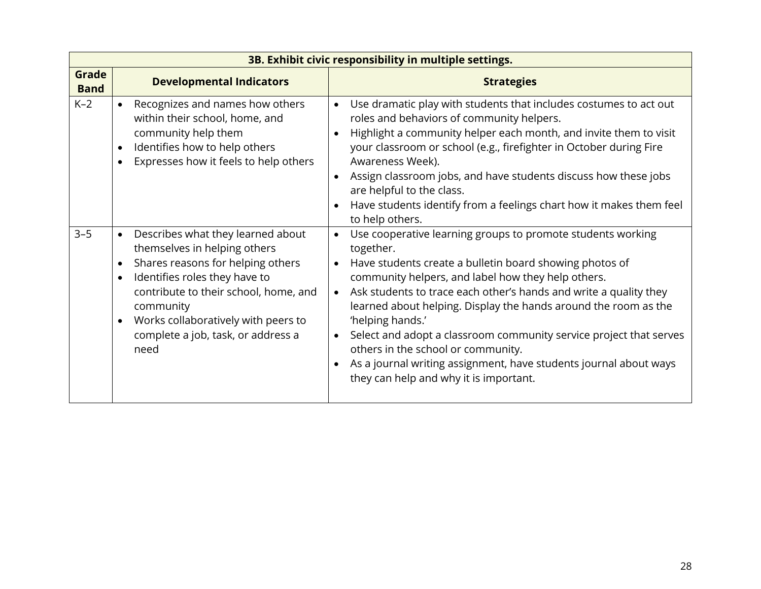| 3B. Exhibit civic responsibility in multiple settings. | | |
|---|---|---|
| **Grade Band** | **Developmental Indicators** | **Strategies** |
| K–2 | • Recognizes and names how others within their school, home, and community help them<br>• Identifies how to help others<br>• Expresses how it feels to help others | • Use dramatic play with students that includes costumes to act out roles and behaviors of community helpers.<br>• Highlight a community helper each month, and invite them to visit your classroom or school (e.g., firefighter in October during Fire Awareness Week).<br>• Assign classroom jobs, and have students discuss how these jobs are helpful to the class.<br>• Have students identify from a feelings chart how it makes them feel to help others. |
| 3–5 | • Describes what they learned about themselves in helping others<br>• Shares reasons for helping others<br>• Identifies roles they have to contribute to their school, home, and community<br>• Works collaboratively with peers to complete a job, task, or address a need | • Use cooperative learning groups to promote students working together.<br>• Have students create a bulletin board showing photos of community helpers, and label how they help others.<br>• Ask students to trace each other's hands and write a quality they learned about helping. Display the hands around the room as the 'helping hands.'<br>• Select and adopt a classroom community service project that serves others in the school or community.<br>• As a journal writing assignment, have students journal about ways they can help and why it is important. |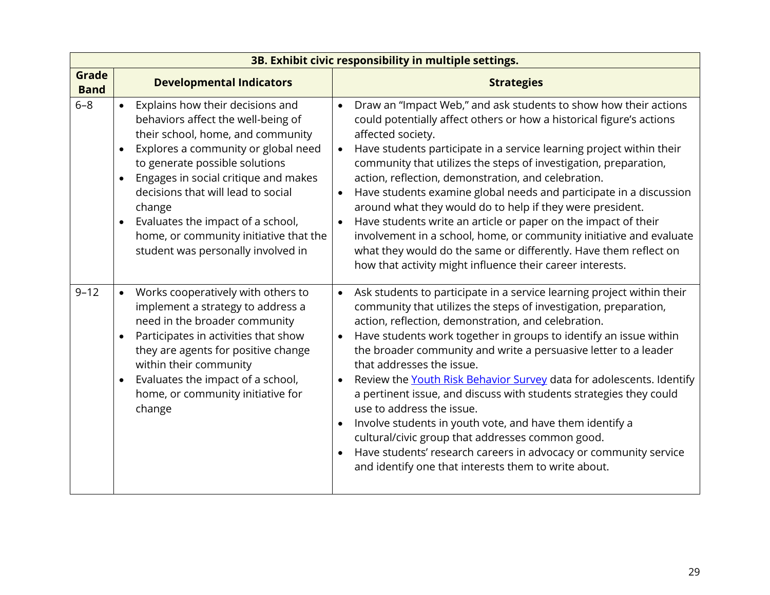| 3B. Exhibit civic responsibility in multiple settings. | | |
|---|---|---|
| **Grade Band** | **Developmental Indicators** | **Strategies** |
| 6–8 | • Explains how their decisions and behaviors affect the well-being of their school, home, and community<br>• Explores a community or global need to generate possible solutions<br>• Engages in social critique and makes decisions that will lead to social change<br>• Evaluates the impact of a school, home, or community initiative that the student was personally involved in | • Draw an "Impact Web," and ask students to show how their actions could potentially affect others or how a historical figure's actions affected society.<br>• Have students participate in a service learning project within their community that utilizes the steps of investigation, preparation, action, reflection, demonstration, and celebration.<br>• Have students examine global needs and participate in a discussion around what they would do to help if they were president.<br>• Have students write an article or paper on the impact of their involvement in a school, home, or community initiative and evaluate what they would do the same or differently. Have them reflect on how that activity might influence their career interests. |
| 9–12 | • Works cooperatively with others to implement a strategy to address a need in the broader community<br>• Participates in activities that show they are agents for positive change within their community<br>• Evaluates the impact of a school, home, or community initiative for change | • Ask students to participate in a service learning project within their community that utilizes the steps of investigation, preparation, action, reflection, demonstration, and celebration.<br>• Have students work together in groups to identify an issue within the broader community and write a persuasive letter to a leader that addresses the issue.<br>• Review the Youth Risk Behavior Survey data for adolescents. Identify a pertinent issue, and discuss with students strategies they could use to address the issue.<br>• Involve students in youth vote, and have them identify a cultural/civic group that addresses common good.<br>• Have students' research careers in advocacy or community service and identify one that interests them to write about. |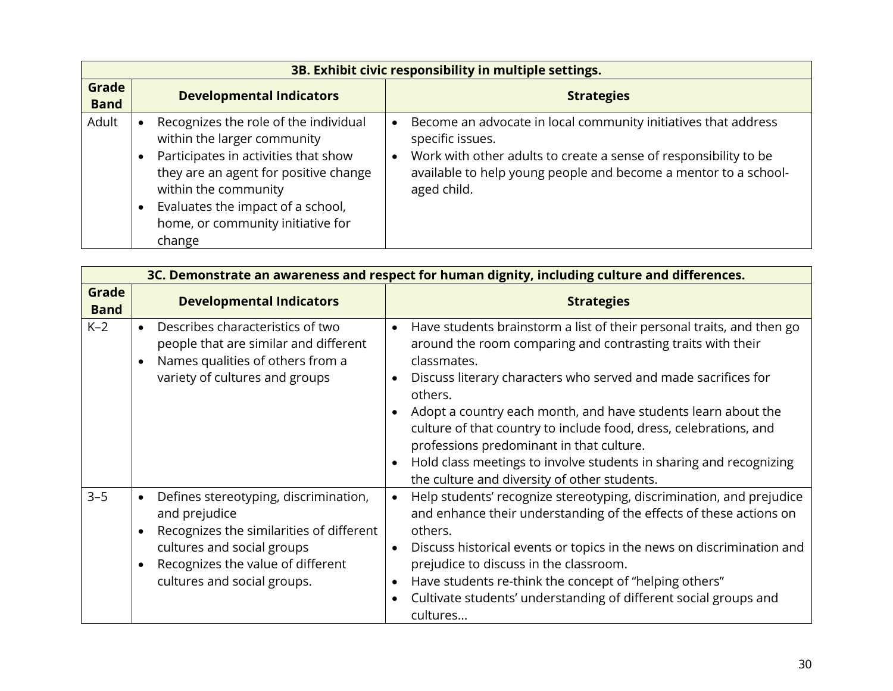| 3B. Exhibit civic responsibility in multiple settings. | | |
|---|---|---|
| **Grade Band** | **Developmental Indicators** | **Strategies** |
| Adult | • Recognizes the role of the individual within the larger community<br>• Participates in activities that show they are an agent for positive change within the community<br>• Evaluates the impact of a school, home, or community initiative for change | • Become an advocate in local community initiatives that address specific issues.<br>• Work with other adults to create a sense of responsibility to be available to help young people and become a mentor to a school-aged child. |

| 3C. Demonstrate an awareness and respect for human dignity, including culture and differences. | | |
|---|---|---|
| **Grade Band** | **Developmental Indicators** | **Strategies** |
| K–2 | • Describes characteristics of two people that are similar and different<br>• Names qualities of others from a variety of cultures and groups | • Have students brainstorm a list of their personal traits, and then go around the room comparing and contrasting traits with their classmates.<br>• Discuss literary characters who served and made sacrifices for others.<br>• Adopt a country each month, and have students learn about the culture of that country to include food, dress, celebrations, and professions predominant in that culture.<br>• Hold class meetings to involve students in sharing and recognizing the culture and diversity of other students. |
| 3–5 | • Defines stereotyping, discrimination, and prejudice<br>• Recognizes the similarities of different cultures and social groups<br>• Recognizes the value of different cultures and social groups. | • Help students' recognize stereotyping, discrimination, and prejudice and enhance their understanding of the effects of these actions on others.<br>• Discuss historical events or topics in the news on discrimination and prejudice to discuss in the classroom.<br>• Have students re-think the concept of "helping others"<br>• Cultivate students' understanding of different social groups and cultures… |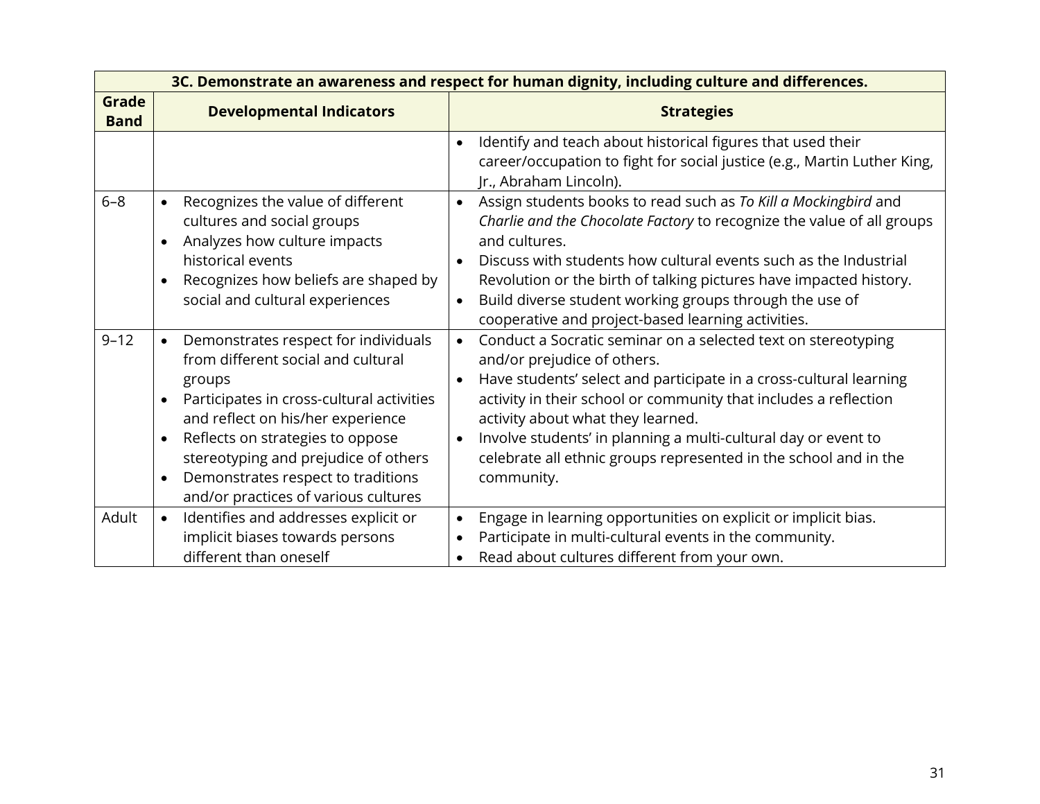| 3C. Demonstrate an awareness and respect for human dignity, including culture and differences. | | |
|---|---|---|
| **Grade Band** | **Developmental Indicators** | **Strategies** |
| | | • Identify and teach about historical figures that used their career/occupation to fight for social justice (e.g., Martin Luther King, Jr., Abraham Lincoln). |
| 6–8 | • Recognizes the value of different cultures and social groups<br>• Analyzes how culture impacts historical events<br>• Recognizes how beliefs are shaped by social and cultural experiences | • Assign students books to read such as *To Kill a Mockingbird* and *Charlie and the Chocolate Factory* to recognize the value of all groups and cultures.<br>• Discuss with students how cultural events such as the Industrial Revolution or the birth of talking pictures have impacted history.<br>• Build diverse student working groups through the use of cooperative and project-based learning activities. |
| 9–12 | • Demonstrates respect for individuals from different social and cultural groups<br>• Participates in cross-cultural activities and reflect on his/her experience<br>• Reflects on strategies to oppose stereotyping and prejudice of others<br>• Demonstrates respect to traditions and/or practices of various cultures | • Conduct a Socratic seminar on a selected text on stereotyping and/or prejudice of others.<br>• Have students' select and participate in a cross-cultural learning activity in their school or community that includes a reflection activity about what they learned.<br>• Involve students' in planning a multi-cultural day or event to celebrate all ethnic groups represented in the school and in the community. |
| Adult | • Identifies and addresses explicit or implicit biases towards persons different than oneself | • Engage in learning opportunities on explicit or implicit bias.<br>• Participate in multi-cultural events in the community.<br>• Read about cultures different from your own. |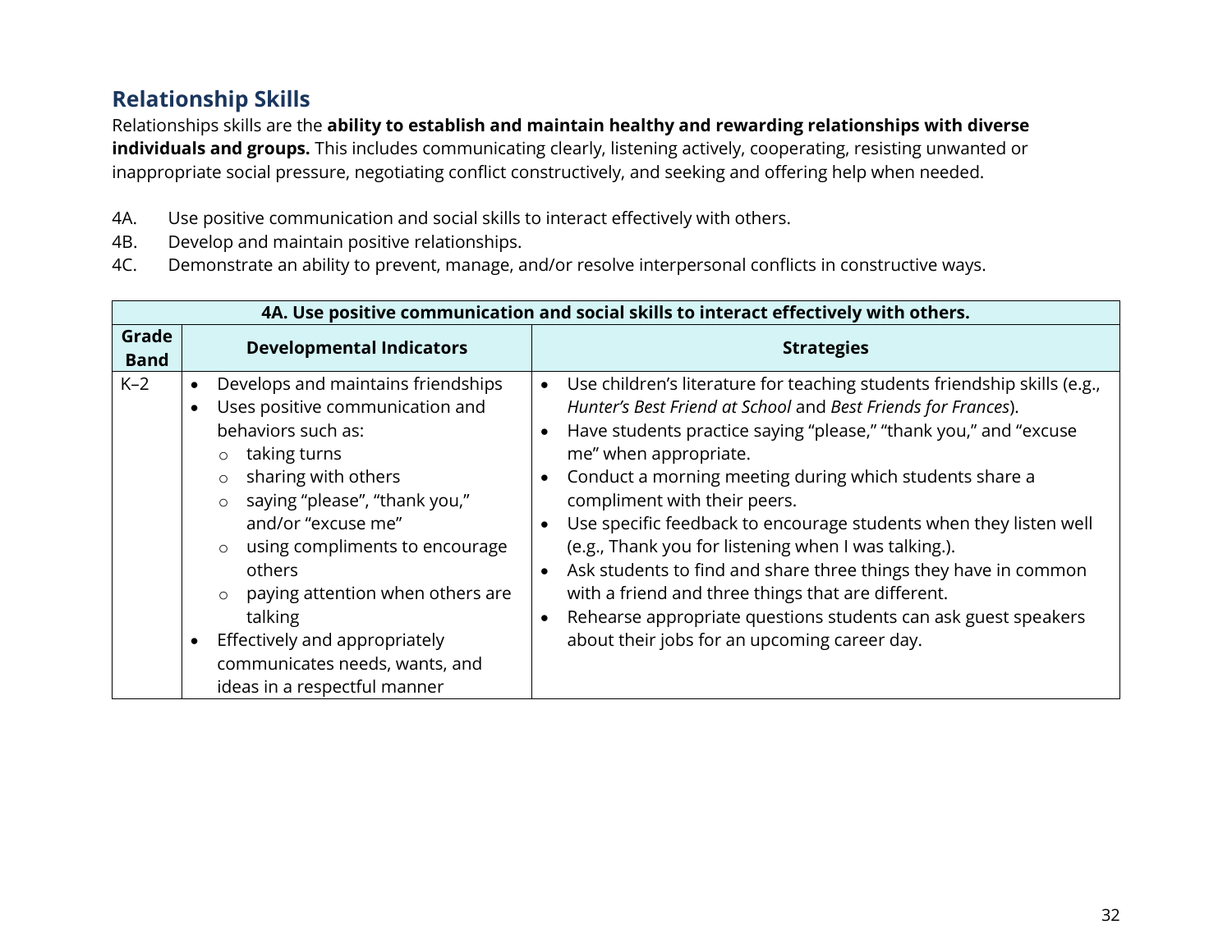## Relationship Skills

Relationships skills are the **ability to establish and maintain healthy and rewarding relationships with diverse individuals and groups.** This includes communicating clearly, listening actively, cooperating, resisting unwanted or inappropriate social pressure, negotiating conflict constructively, and seeking and offering help when needed.

4A. Use positive communication and social skills to interact effectively with others.
4B. Develop and maintain positive relationships.
4C. Demonstrate an ability to prevent, manage, and/or resolve interpersonal conflicts in constructive ways.

| **4A. Use positive communication and social skills to interact effectively with others.** | | |
|---|---|---|
| **Grade Band** | **Developmental Indicators** | **Strategies** |
| K–2 | • Develops and maintains friendships<br>• Uses positive communication and behaviors such as:<br>  ○ taking turns<br>  ○ sharing with others<br>  ○ saying "please", "thank you," and/or "excuse me"<br>  ○ using compliments to encourage others<br>  ○ paying attention when others are talking<br>• Effectively and appropriately communicates needs, wants, and ideas in a respectful manner | • Use children's literature for teaching students friendship skills (e.g., *Hunter's Best Friend at School* and *Best Friends for Frances*).<br>• Have students practice saying "please," "thank you," and "excuse me" when appropriate.<br>• Conduct a morning meeting during which students share a compliment with their peers.<br>• Use specific feedback to encourage students when they listen well (e.g., Thank you for listening when I was talking.).<br>• Ask students to find and share three things they have in common with a friend and three things that are different.<br>• Rehearse appropriate questions students can ask guest speakers about their jobs for an upcoming career day. |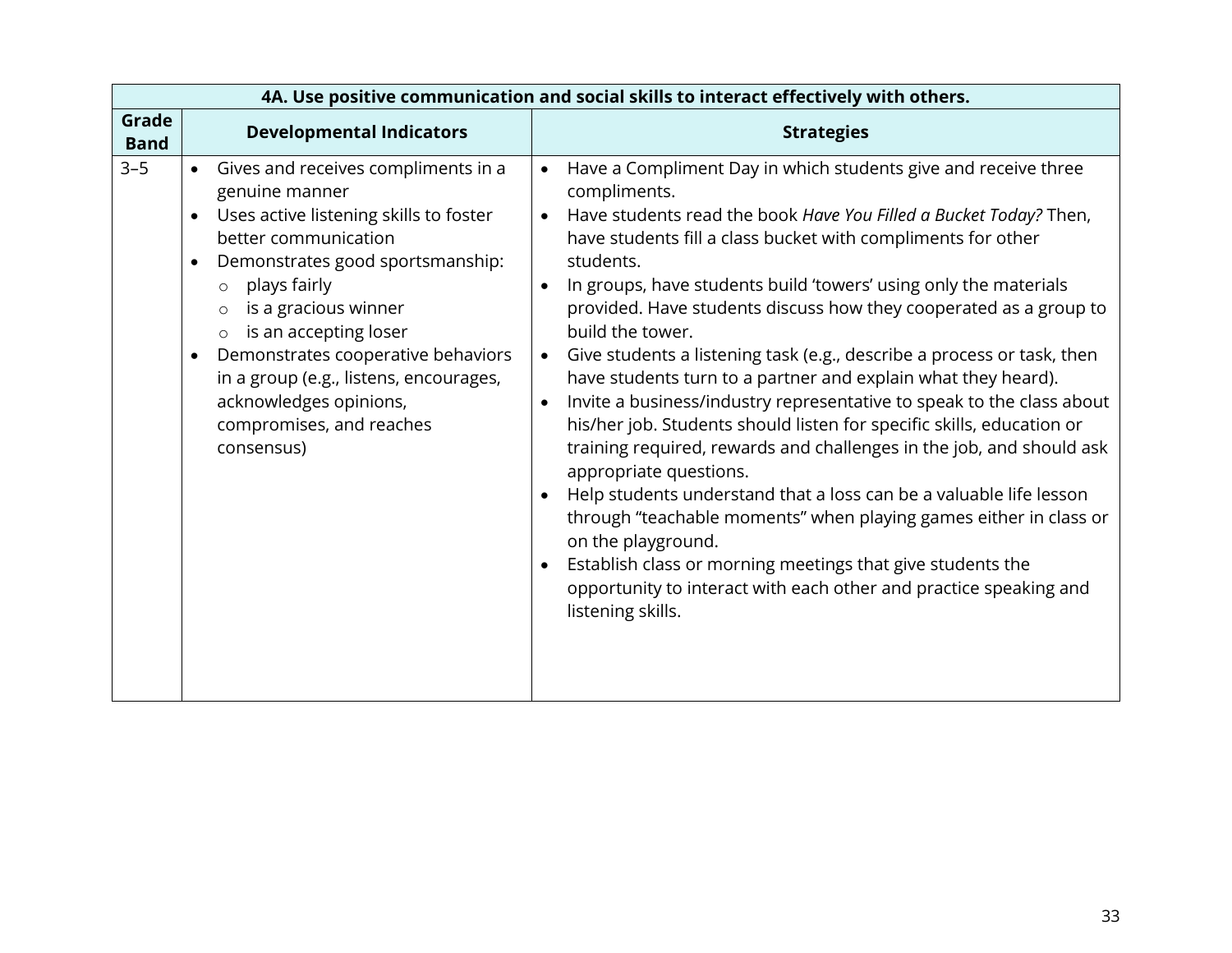| 4A. Use positive communication and social skills to interact effectively with others. | | |
|---|---|---|
| **Grade Band** | **Developmental Indicators** | **Strategies** |
| 3–5 | • Gives and receives compliments in a genuine manner<br>• Uses active listening skills to foster better communication<br>• Demonstrates good sportsmanship:<br>&nbsp;&nbsp;&nbsp;○ plays fairly<br>&nbsp;&nbsp;&nbsp;○ is a gracious winner<br>&nbsp;&nbsp;&nbsp;○ is an accepting loser<br>• Demonstrates cooperative behaviors in a group (e.g., listens, encourages, acknowledges opinions, compromises, and reaches consensus) | • Have a Compliment Day in which students give and receive three compliments.<br>• Have students read the book *Have You Filled a Bucket Today?* Then, have students fill a class bucket with compliments for other students.<br>• In groups, have students build 'towers' using only the materials provided. Have students discuss how they cooperated as a group to build the tower.<br>• Give students a listening task (e.g., describe a process or task, then have students turn to a partner and explain what they heard).<br>• Invite a business/industry representative to speak to the class about his/her job. Students should listen for specific skills, education or training required, rewards and challenges in the job, and should ask appropriate questions.<br>• Help students understand that a loss can be a valuable life lesson through "teachable moments" when playing games either in class or on the playground.<br>• Establish class or morning meetings that give students the opportunity to interact with each other and practice speaking and listening skills. |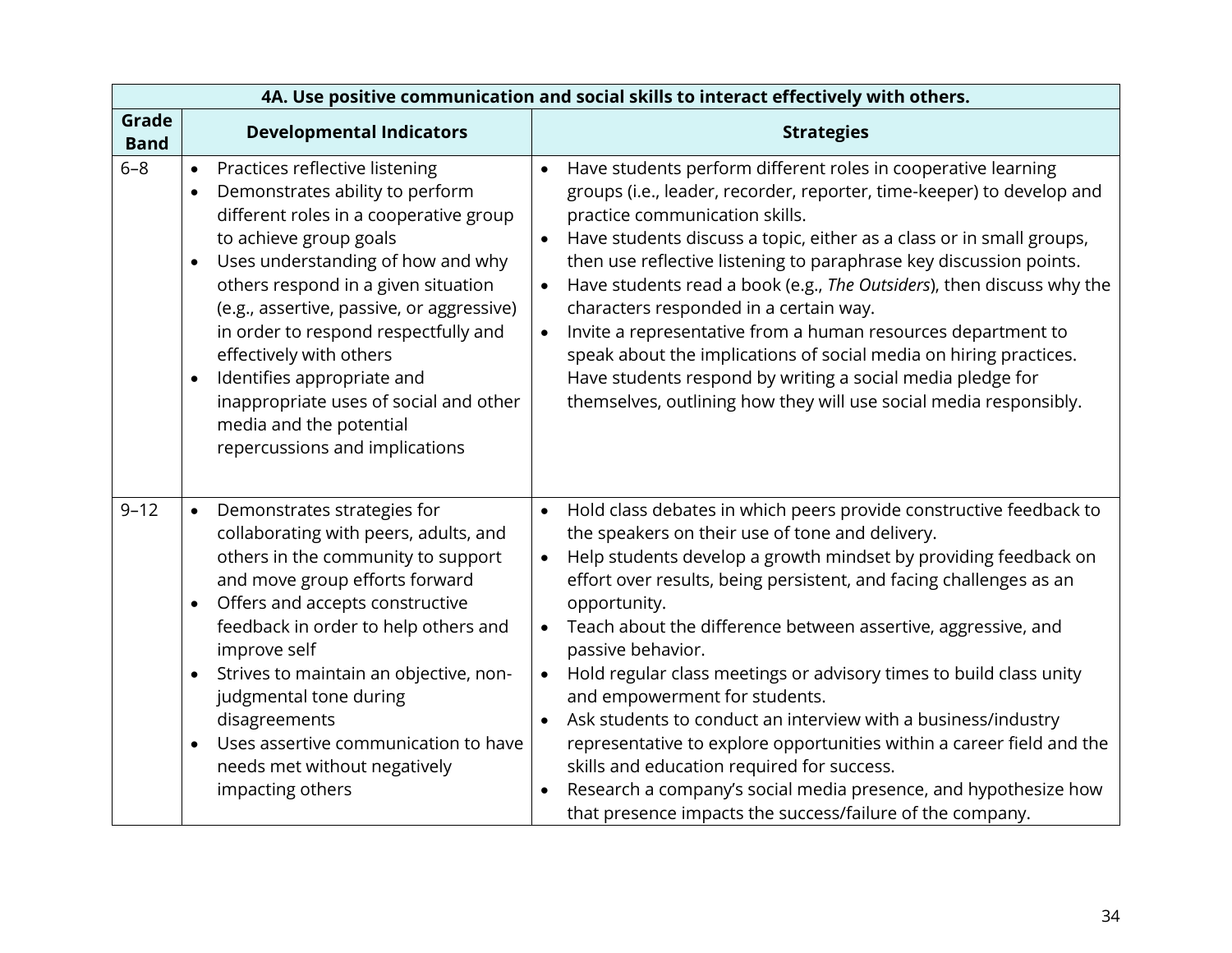| 4A. Use positive communication and social skills to interact effectively with others. | | |
|---|---|---|
| **Grade Band** | **Developmental Indicators** | **Strategies** |
| 6–8 | • Practices reflective listening<br>• Demonstrates ability to perform different roles in a cooperative group to achieve group goals<br>• Uses understanding of how and why others respond in a given situation (e.g., assertive, passive, or aggressive) in order to respond respectfully and effectively with others<br>• Identifies appropriate and inappropriate uses of social and other media and the potential repercussions and implications | • Have students perform different roles in cooperative learning groups (i.e., leader, recorder, reporter, time-keeper) to develop and practice communication skills.<br>• Have students discuss a topic, either as a class or in small groups, then use reflective listening to paraphrase key discussion points.<br>• Have students read a book (e.g., *The Outsiders*), then discuss why the characters responded in a certain way.<br>• Invite a representative from a human resources department to speak about the implications of social media on hiring practices. Have students respond by writing a social media pledge for themselves, outlining how they will use social media responsibly. |
| 9–12 | • Demonstrates strategies for collaborating with peers, adults, and others in the community to support and move group efforts forward<br>• Offers and accepts constructive feedback in order to help others and improve self<br>• Strives to maintain an objective, non-judgmental tone during disagreements<br>• Uses assertive communication to have needs met without negatively impacting others | • Hold class debates in which peers provide constructive feedback to the speakers on their use of tone and delivery.<br>• Help students develop a growth mindset by providing feedback on effort over results, being persistent, and facing challenges as an opportunity.<br>• Teach about the difference between assertive, aggressive, and passive behavior.<br>• Hold regular class meetings or advisory times to build class unity and empowerment for students.<br>• Ask students to conduct an interview with a business/industry representative to explore opportunities within a career field and the skills and education required for success.<br>• Research a company's social media presence, and hypothesize how that presence impacts the success/failure of the company. |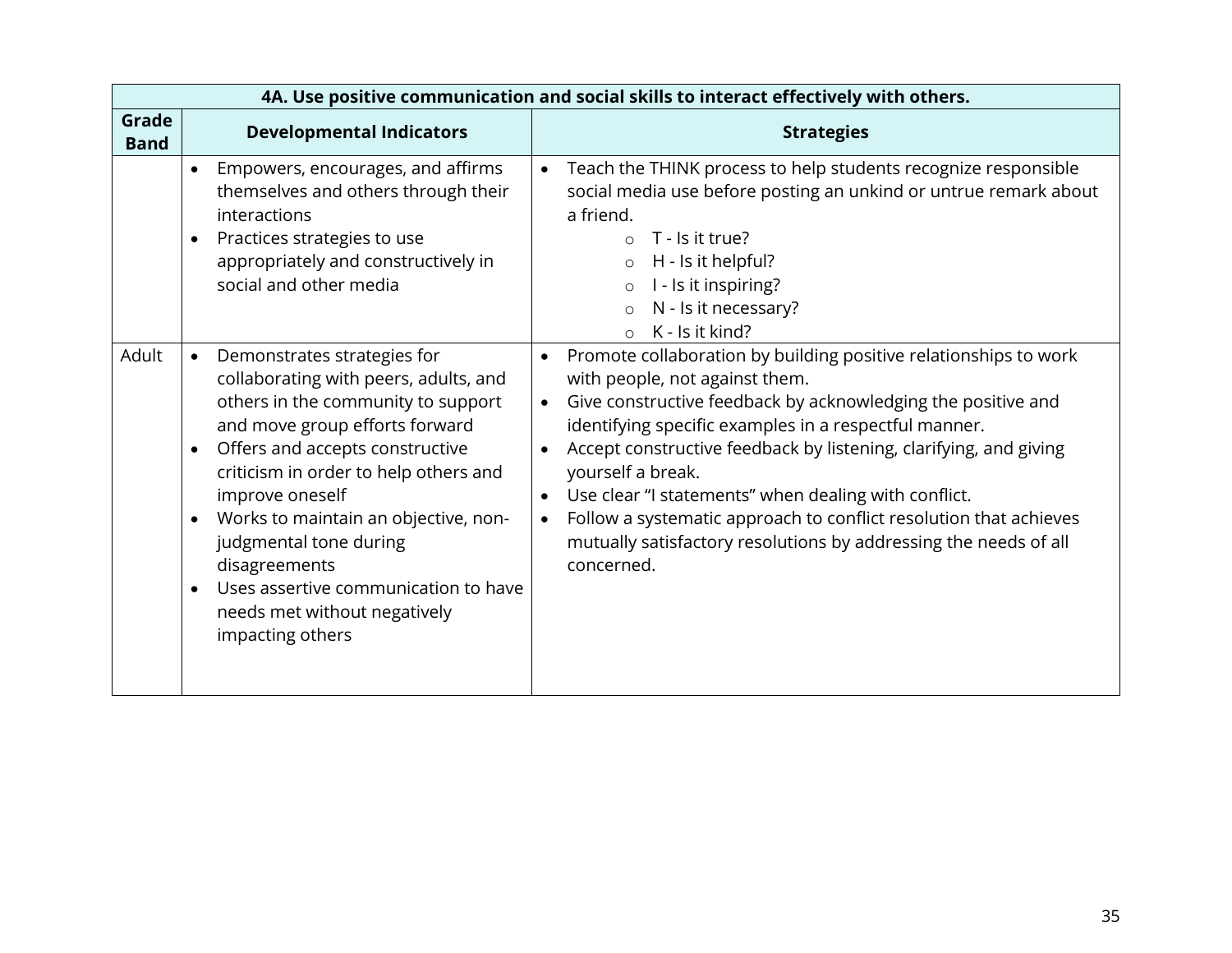| 4A. Use positive communication and social skills to interact effectively with others. | | |
|---|---|---|
| **Grade Band** | **Developmental Indicators** | **Strategies** |
| | • Empowers, encourages, and affirms themselves and others through their interactions<br>• Practices strategies to use appropriately and constructively in social and other media | • Teach the THINK process to help students recognize responsible social media use before posting an unkind or untrue remark about a friend.<br>&nbsp;&nbsp;&nbsp;&nbsp;○ T - Is it true?<br>&nbsp;&nbsp;&nbsp;&nbsp;○ H - Is it helpful?<br>&nbsp;&nbsp;&nbsp;&nbsp;○ I - Is it inspiring?<br>&nbsp;&nbsp;&nbsp;&nbsp;○ N - Is it necessary?<br>&nbsp;&nbsp;&nbsp;&nbsp;○ K - Is it kind? |
| Adult | • Demonstrates strategies for collaborating with peers, adults, and others in the community to support and move group efforts forward<br>• Offers and accepts constructive criticism in order to help others and improve oneself<br>• Works to maintain an objective, non-judgmental tone during disagreements<br>• Uses assertive communication to have needs met without negatively impacting others | • Promote collaboration by building positive relationships to work with people, not against them.<br>• Give constructive feedback by acknowledging the positive and identifying specific examples in a respectful manner.<br>• Accept constructive feedback by listening, clarifying, and giving yourself a break.<br>• Use clear "I statements" when dealing with conflict.<br>• Follow a systematic approach to conflict resolution that achieves mutually satisfactory resolutions by addressing the needs of all concerned. |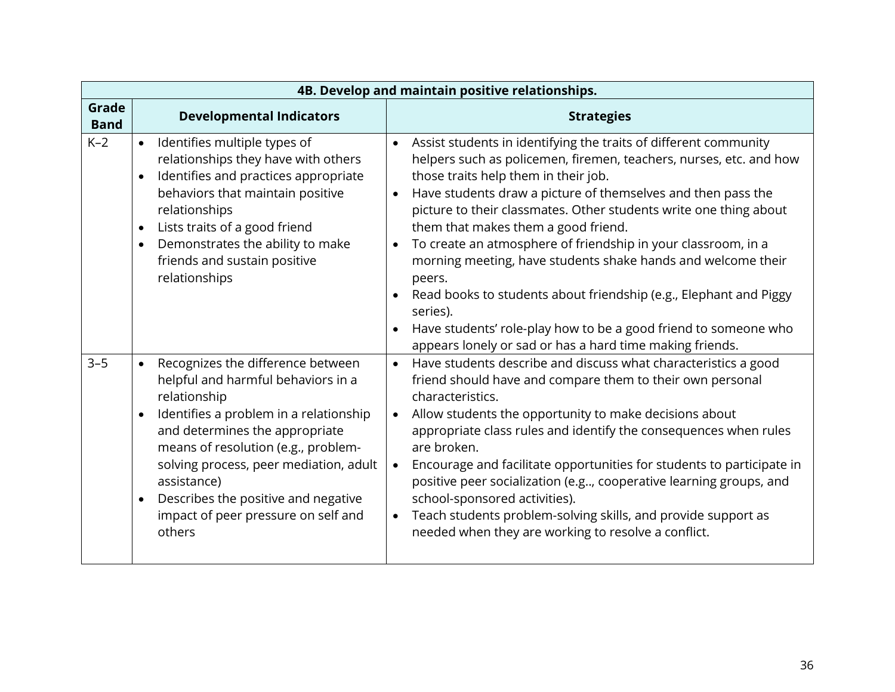| 4B. Develop and maintain positive relationships. | | |
|---|---|---|
| **Grade Band** | **Developmental Indicators** | **Strategies** |
| K–2 | • Identifies multiple types of relationships they have with others<br>• Identifies and practices appropriate behaviors that maintain positive relationships<br>• Lists traits of a good friend<br>• Demonstrates the ability to make friends and sustain positive relationships | • Assist students in identifying the traits of different community helpers such as policemen, firemen, teachers, nurses, etc. and how those traits help them in their job.<br>• Have students draw a picture of themselves and then pass the picture to their classmates. Other students write one thing about them that makes them a good friend.<br>• To create an atmosphere of friendship in your classroom, in a morning meeting, have students shake hands and welcome their peers.<br>• Read books to students about friendship (e.g., Elephant and Piggy series).<br>• Have students' role-play how to be a good friend to someone who appears lonely or sad or has a hard time making friends. |
| 3–5 | • Recognizes the difference between helpful and harmful behaviors in a relationship<br>• Identifies a problem in a relationship and determines the appropriate means of resolution (e.g., problem-solving process, peer mediation, adult assistance)<br>• Describes the positive and negative impact of peer pressure on self and others | • Have students describe and discuss what characteristics a good friend should have and compare them to their own personal characteristics.<br>• Allow students the opportunity to make decisions about appropriate class rules and identify the consequences when rules are broken.<br>• Encourage and facilitate opportunities for students to participate in positive peer socialization (e.g.., cooperative learning groups, and school-sponsored activities).<br>• Teach students problem-solving skills, and provide support as needed when they are working to resolve a conflict. |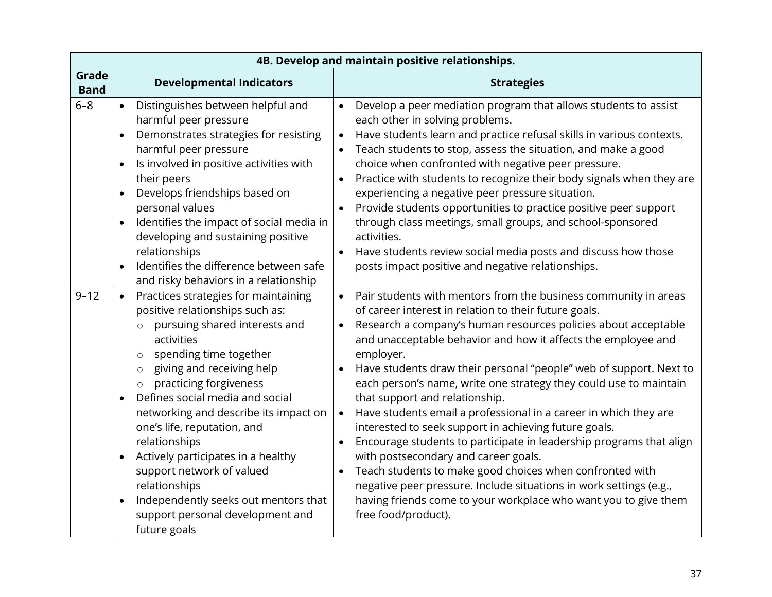| 4B. Develop and maintain positive relationships. | | |
|---|---|---|
| **Grade Band** | **Developmental Indicators** | **Strategies** |
| 6–8 | • Distinguishes between helpful and harmful peer pressure<br>• Demonstrates strategies for resisting harmful peer pressure<br>• Is involved in positive activities with their peers<br>• Develops friendships based on personal values<br>• Identifies the impact of social media in developing and sustaining positive relationships<br>• Identifies the difference between safe and risky behaviors in a relationship | • Develop a peer mediation program that allows students to assist each other in solving problems.<br>• Have students learn and practice refusal skills in various contexts.<br>• Teach students to stop, assess the situation, and make a good choice when confronted with negative peer pressure.<br>• Practice with students to recognize their body signals when they are experiencing a negative peer pressure situation.<br>• Provide students opportunities to practice positive peer support through class meetings, small groups, and school-sponsored activities.<br>• Have students review social media posts and discuss how those posts impact positive and negative relationships. |
| 9–12 | • Practices strategies for maintaining positive relationships such as:<br>  ○ pursuing shared interests and activities<br>  ○ spending time together<br>  ○ giving and receiving help<br>  ○ practicing forgiveness<br>• Defines social media and social networking and describe its impact on one's life, reputation, and relationships<br>• Actively participates in a healthy support network of valued relationships<br>• Independently seeks out mentors that support personal development and future goals | • Pair students with mentors from the business community in areas of career interest in relation to their future goals.<br>• Research a company's human resources policies about acceptable and unacceptable behavior and how it affects the employee and employer.<br>• Have students draw their personal "people" web of support. Next to each person's name, write one strategy they could use to maintain that support and relationship.<br>• Have students email a professional in a career in which they are interested to seek support in achieving future goals.<br>• Encourage students to participate in leadership programs that align with postsecondary and career goals.<br>• Teach students to make good choices when confronted with negative peer pressure. Include situations in work settings (e.g., having friends come to your workplace who want you to give them free food/product). |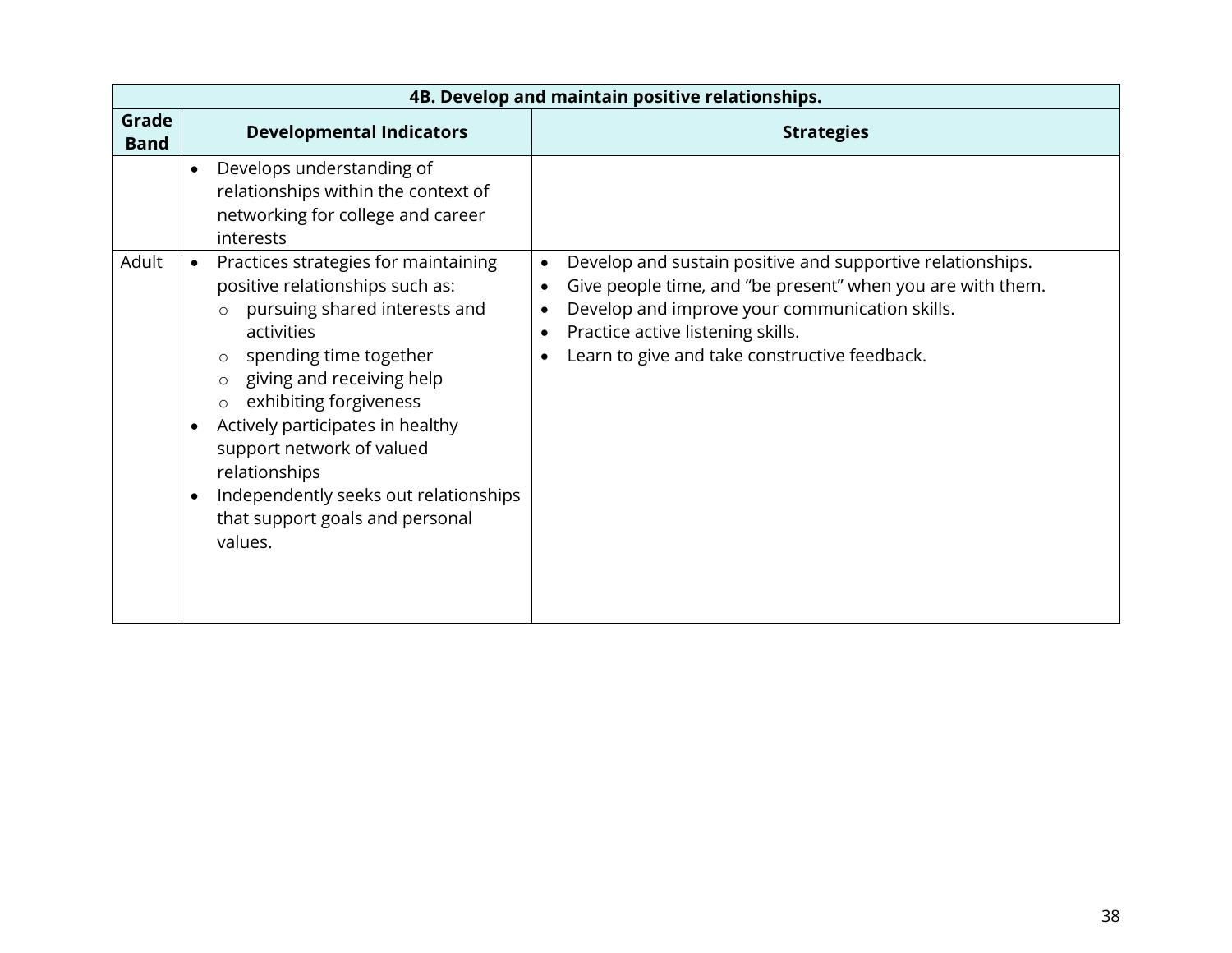| 4B. Develop and maintain positive relationships. | | |
|---|---|---|
| **Grade Band** | **Developmental Indicators** | **Strategies** |
| | • Develops understanding of relationships within the context of networking for college and career interests | |
| Adult | • Practices strategies for maintaining positive relationships such as:<br>  ○ pursuing shared interests and activities<br>  ○ spending time together<br>  ○ giving and receiving help<br>  ○ exhibiting forgiveness<br>• Actively participates in healthy support network of valued relationships<br>• Independently seeks out relationships that support goals and personal values. | • Develop and sustain positive and supportive relationships.<br>• Give people time, and "be present" when you are with them.<br>• Develop and improve your communication skills.<br>• Practice active listening skills.<br>• Learn to give and take constructive feedback. |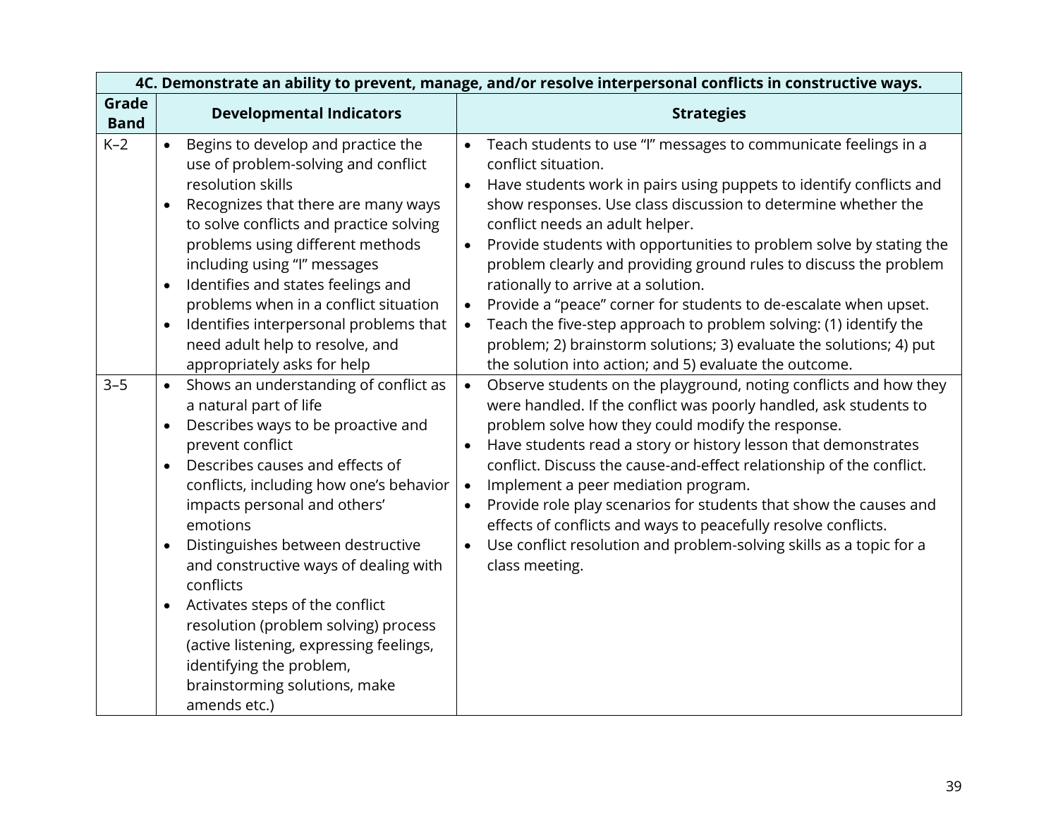| 4C. Demonstrate an ability to prevent, manage, and/or resolve interpersonal conflicts in constructive ways. | | |
|---|---|---|
| **Grade Band** | **Developmental Indicators** | **Strategies** |
| K–2 | • Begins to develop and practice the use of problem-solving and conflict resolution skills<br>• Recognizes that there are many ways to solve conflicts and practice solving problems using different methods including using "I" messages<br>• Identifies and states feelings and problems when in a conflict situation<br>• Identifies interpersonal problems that need adult help to resolve, and appropriately asks for help | • Teach students to use "I" messages to communicate feelings in a conflict situation.<br>• Have students work in pairs using puppets to identify conflicts and show responses. Use class discussion to determine whether the conflict needs an adult helper.<br>• Provide students with opportunities to problem solve by stating the problem clearly and providing ground rules to discuss the problem rationally to arrive at a solution.<br>• Provide a "peace" corner for students to de-escalate when upset.<br>• Teach the five-step approach to problem solving: (1) identify the problem; 2) brainstorm solutions; 3) evaluate the solutions; 4) put the solution into action; and 5) evaluate the outcome. |
| 3–5 | • Shows an understanding of conflict as a natural part of life<br>• Describes ways to be proactive and prevent conflict<br>• Describes causes and effects of conflicts, including how one's behavior impacts personal and others' emotions<br>• Distinguishes between destructive and constructive ways of dealing with conflicts<br>• Activates steps of the conflict resolution (problem solving) process (active listening, expressing feelings, identifying the problem, brainstorming solutions, make amends etc.) | • Observe students on the playground, noting conflicts and how they were handled. If the conflict was poorly handled, ask students to problem solve how they could modify the response.<br>• Have students read a story or history lesson that demonstrates conflict. Discuss the cause-and-effect relationship of the conflict.<br>• Implement a peer mediation program.<br>• Provide role play scenarios for students that show the causes and effects of conflicts and ways to peacefully resolve conflicts.<br>• Use conflict resolution and problem-solving skills as a topic for a class meeting. |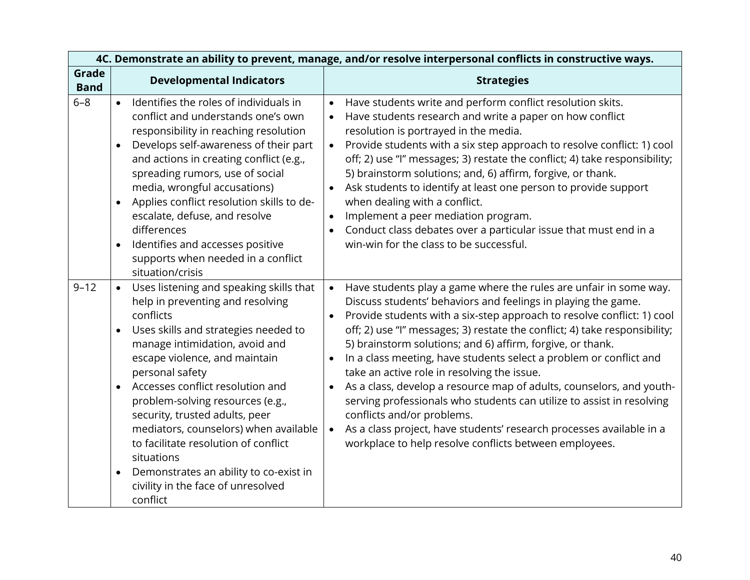| 4C. Demonstrate an ability to prevent, manage, and/or resolve interpersonal conflicts in constructive ways. | | |
|---|---|---|
| **Grade Band** | **Developmental Indicators** | **Strategies** |
| 6–8 | • Identifies the roles of individuals in conflict and understands one's own responsibility in reaching resolution<br>• Develops self-awareness of their part and actions in creating conflict (e.g., spreading rumors, use of social media, wrongful accusations)<br>• Applies conflict resolution skills to de-escalate, defuse, and resolve differences<br>• Identifies and accesses positive supports when needed in a conflict situation/crisis | • Have students write and perform conflict resolution skits.<br>• Have students research and write a paper on how conflict resolution is portrayed in the media.<br>• Provide students with a six step approach to resolve conflict: 1) cool off; 2) use "I" messages; 3) restate the conflict; 4) take responsibility; 5) brainstorm solutions; and, 6) affirm, forgive, or thank.<br>• Ask students to identify at least one person to provide support when dealing with a conflict.<br>• Implement a peer mediation program.<br>• Conduct class debates over a particular issue that must end in a win-win for the class to be successful. |
| 9–12 | • Uses listening and speaking skills that help in preventing and resolving conflicts<br>• Uses skills and strategies needed to manage intimidation, avoid and escape violence, and maintain personal safety<br>• Accesses conflict resolution and problem-solving resources (e.g., security, trusted adults, peer mediators, counselors) when available to facilitate resolution of conflict situations<br>• Demonstrates an ability to co-exist in civility in the face of unresolved conflict | • Have students play a game where the rules are unfair in some way. Discuss students' behaviors and feelings in playing the game.<br>• Provide students with a six-step approach to resolve conflict: 1) cool off; 2) use "I" messages; 3) restate the conflict; 4) take responsibility; 5) brainstorm solutions; and 6) affirm, forgive, or thank.<br>• In a class meeting, have students select a problem or conflict and take an active role in resolving the issue.<br>• As a class, develop a resource map of adults, counselors, and youth-serving professionals who students can utilize to assist in resolving conflicts and/or problems.<br>• As a class project, have students' research processes available in a workplace to help resolve conflicts between employees. |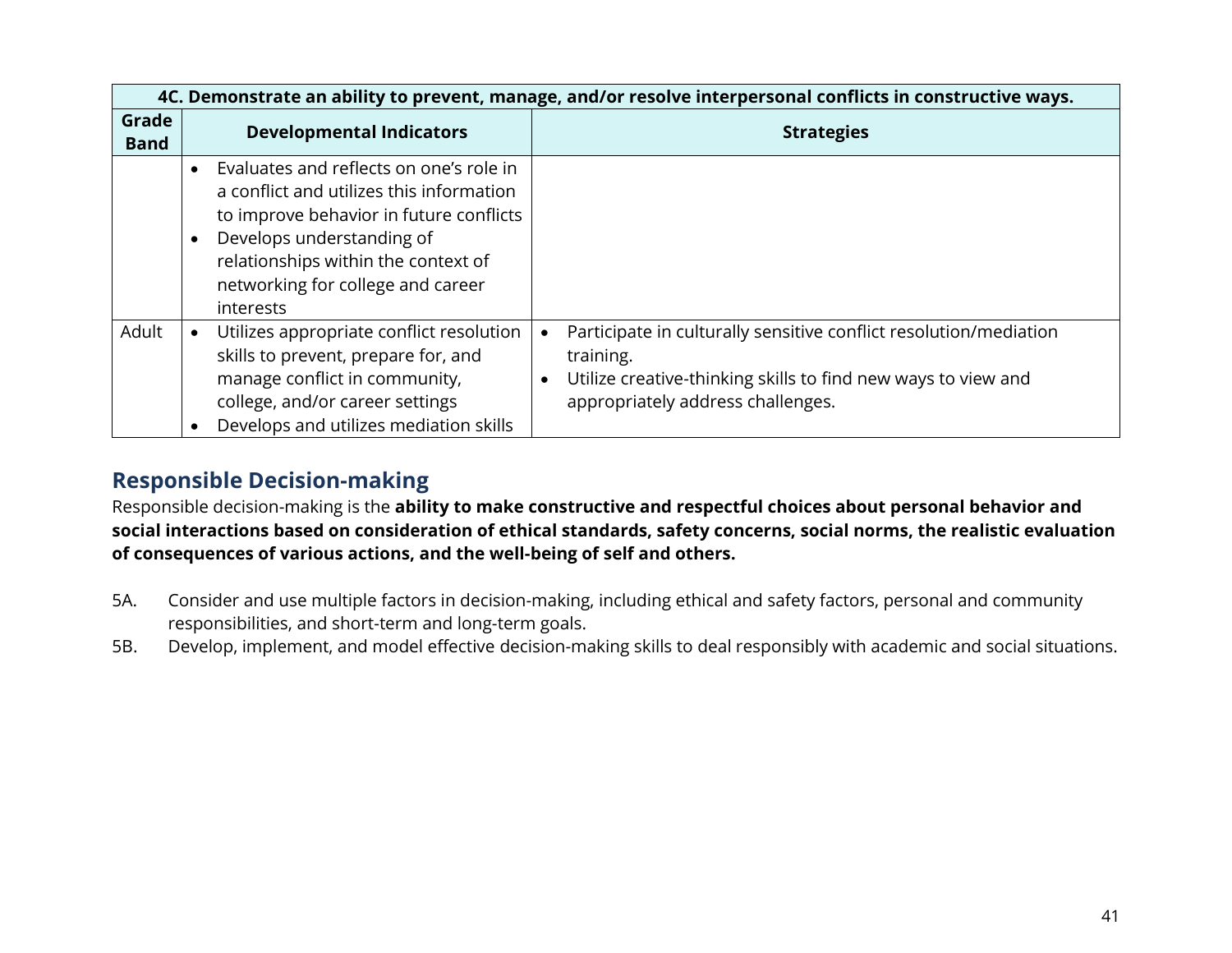| 4C. Demonstrate an ability to prevent, manage, and/or resolve interpersonal conflicts in constructive ways. | | |
|---|---|---|
| **Grade Band** | **Developmental Indicators** | **Strategies** |
| | • Evaluates and reflects on one's role in a conflict and utilizes this information to improve behavior in future conflicts<br>• Develops understanding of relationships within the context of networking for college and career interests | |
| Adult | • Utilizes appropriate conflict resolution skills to prevent, prepare for, and manage conflict in community, college, and/or career settings<br>• Develops and utilizes mediation skills | • Participate in culturally sensitive conflict resolution/mediation training.<br>• Utilize creative-thinking skills to find new ways to view and appropriately address challenges. |

## Responsible Decision-making

Responsible decision-making is the **ability to make constructive and respectful choices about personal behavior and social interactions based on consideration of ethical standards, safety concerns, social norms, the realistic evaluation of consequences of various actions, and the well-being of self and others.**

5A. Consider and use multiple factors in decision-making, including ethical and safety factors, personal and community responsibilities, and short-term and long-term goals.

5B. Develop, implement, and model effective decision-making skills to deal responsibly with academic and social situations.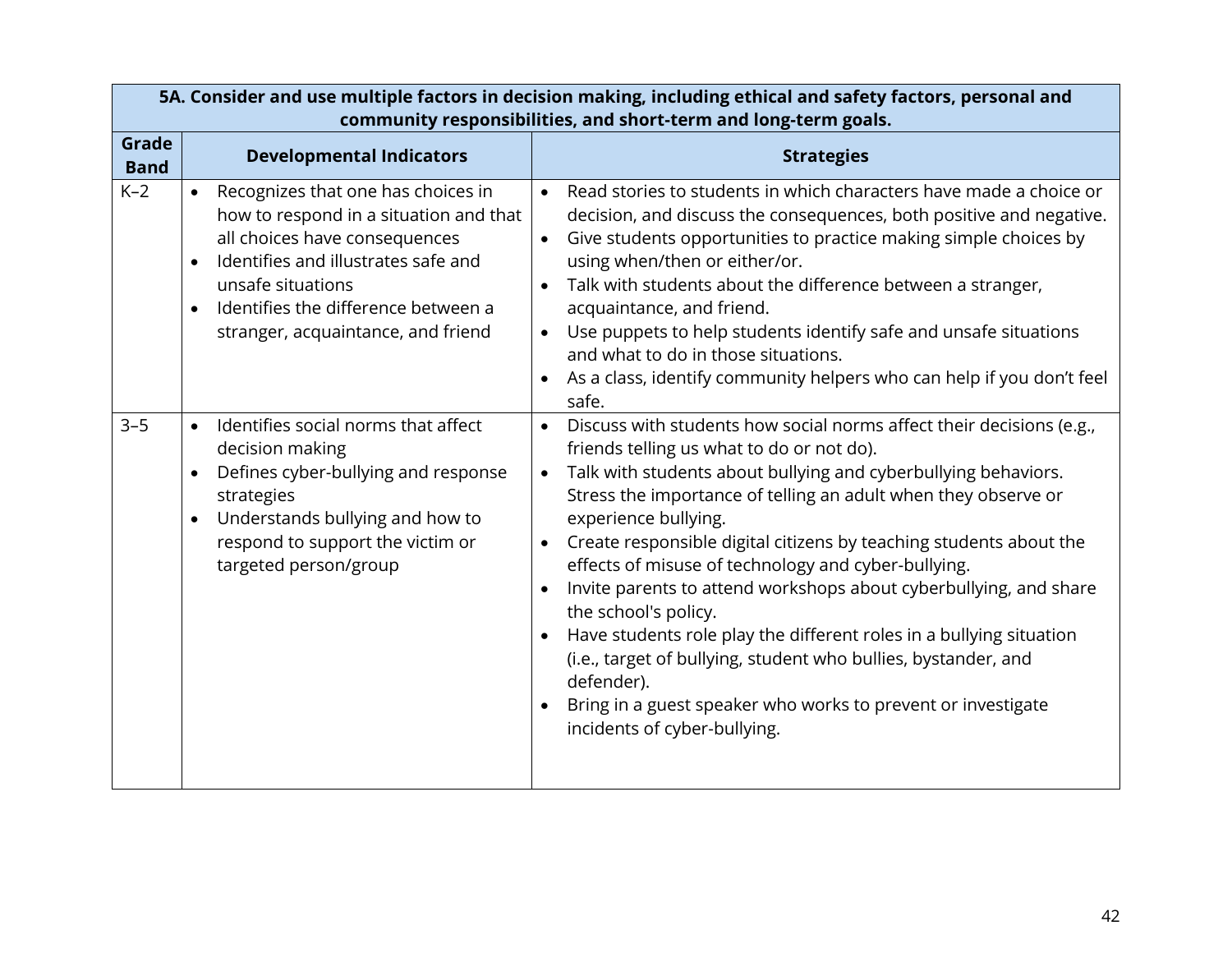| 5A. Consider and use multiple factors in decision making, including ethical and safety factors, personal and community responsibilities, and short-term and long-term goals. | | |
|---|---|---|
| **Grade Band** | **Developmental Indicators** | **Strategies** |
| K–2 | • Recognizes that one has choices in how to respond in a situation and that all choices have consequences<br>• Identifies and illustrates safe and unsafe situations<br>• Identifies the difference between a stranger, acquaintance, and friend | • Read stories to students in which characters have made a choice or decision, and discuss the consequences, both positive and negative.<br>• Give students opportunities to practice making simple choices by using when/then or either/or.<br>• Talk with students about the difference between a stranger, acquaintance, and friend.<br>• Use puppets to help students identify safe and unsafe situations and what to do in those situations.<br>• As a class, identify community helpers who can help if you don't feel safe. |
| 3–5 | • Identifies social norms that affect decision making<br>• Defines cyber-bullying and response strategies<br>• Understands bullying and how to respond to support the victim or targeted person/group | • Discuss with students how social norms affect their decisions (e.g., friends telling us what to do or not do).<br>• Talk with students about bullying and cyberbullying behaviors. Stress the importance of telling an adult when they observe or experience bullying.<br>• Create responsible digital citizens by teaching students about the effects of misuse of technology and cyber-bullying.<br>• Invite parents to attend workshops about cyberbullying, and share the school's policy.<br>• Have students role play the different roles in a bullying situation (i.e., target of bullying, student who bullies, bystander, and defender).<br>• Bring in a guest speaker who works to prevent or investigate incidents of cyber-bullying. |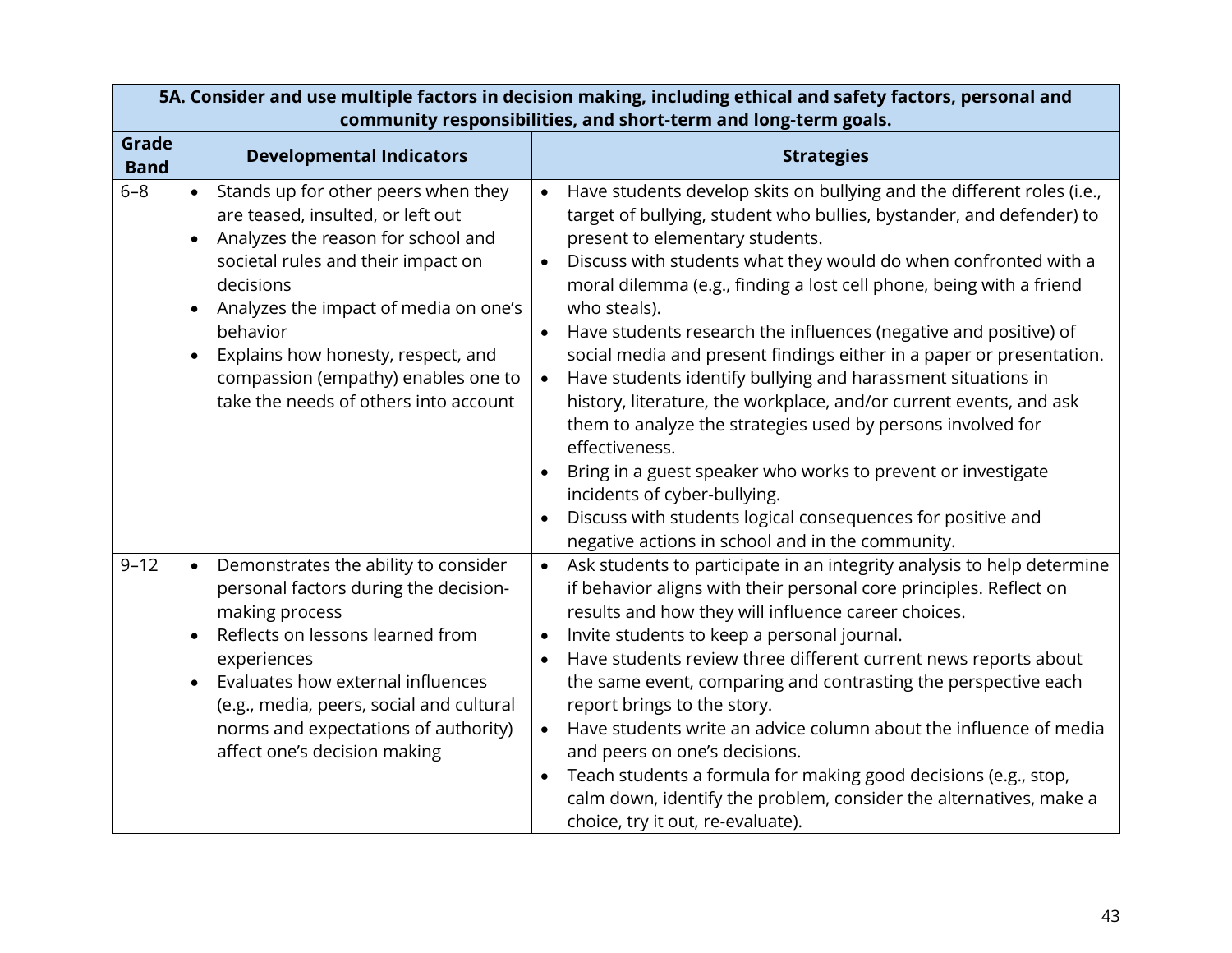| 5A. Consider and use multiple factors in decision making, including ethical and safety factors, personal and community responsibilities, and short-term and long-term goals. | | |
|---|---|---|
| **Grade Band** | **Developmental Indicators** | **Strategies** |
| 6–8 | • Stands up for other peers when they are teased, insulted, or left out<br>• Analyzes the reason for school and societal rules and their impact on decisions<br>• Analyzes the impact of media on one's behavior<br>• Explains how honesty, respect, and compassion (empathy) enables one to take the needs of others into account | • Have students develop skits on bullying and the different roles (i.e., target of bullying, student who bullies, bystander, and defender) to present to elementary students.<br>• Discuss with students what they would do when confronted with a moral dilemma (e.g., finding a lost cell phone, being with a friend who steals).<br>• Have students research the influences (negative and positive) of social media and present findings either in a paper or presentation.<br>• Have students identify bullying and harassment situations in history, literature, the workplace, and/or current events, and ask them to analyze the strategies used by persons involved for effectiveness.<br>• Bring in a guest speaker who works to prevent or investigate incidents of cyber-bullying.<br>• Discuss with students logical consequences for positive and negative actions in school and in the community. |
| 9–12 | • Demonstrates the ability to consider personal factors during the decision-making process<br>• Reflects on lessons learned from experiences<br>• Evaluates how external influences (e.g., media, peers, social and cultural norms and expectations of authority) affect one's decision making | • Ask students to participate in an integrity analysis to help determine if behavior aligns with their personal core principles. Reflect on results and how they will influence career choices.<br>• Invite students to keep a personal journal.<br>• Have students review three different current news reports about the same event, comparing and contrasting the perspective each report brings to the story.<br>• Have students write an advice column about the influence of media and peers on one's decisions.<br>• Teach students a formula for making good decisions (e.g., stop, calm down, identify the problem, consider the alternatives, make a choice, try it out, re-evaluate). |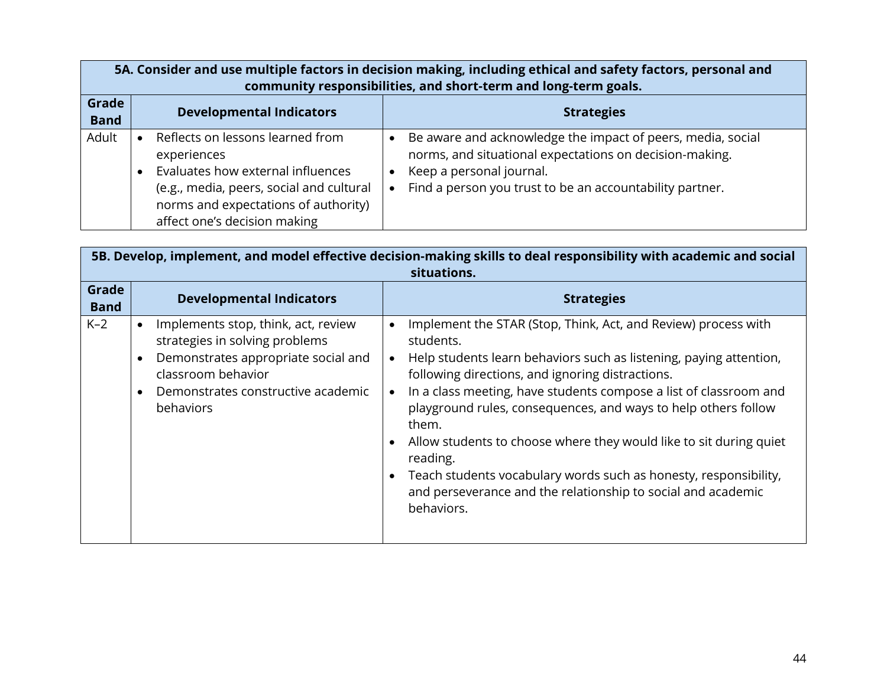| 5A. Consider and use multiple factors in decision making, including ethical and safety factors, personal and community responsibilities, and short-term and long-term goals. | | |
|---|---|---|
| **Grade Band** | **Developmental Indicators** | **Strategies** |
| Adult | • Reflects on lessons learned from experiences<br>• Evaluates how external influences (e.g., media, peers, social and cultural norms and expectations of authority) affect one's decision making | • Be aware and acknowledge the impact of peers, media, social norms, and situational expectations on decision-making.<br>• Keep a personal journal.<br>• Find a person you trust to be an accountability partner. |

| 5B. Develop, implement, and model effective decision-making skills to deal responsibility with academic and social situations. | | |
|---|---|---|
| **Grade Band** | **Developmental Indicators** | **Strategies** |
| K–2 | • Implements stop, think, act, review strategies in solving problems<br>• Demonstrates appropriate social and classroom behavior<br>• Demonstrates constructive academic behaviors | • Implement the STAR (Stop, Think, Act, and Review) process with students.<br>• Help students learn behaviors such as listening, paying attention, following directions, and ignoring distractions.<br>• In a class meeting, have students compose a list of classroom and playground rules, consequences, and ways to help others follow them.<br>• Allow students to choose where they would like to sit during quiet reading.<br>• Teach students vocabulary words such as honesty, responsibility, and perseverance and the relationship to social and academic behaviors. |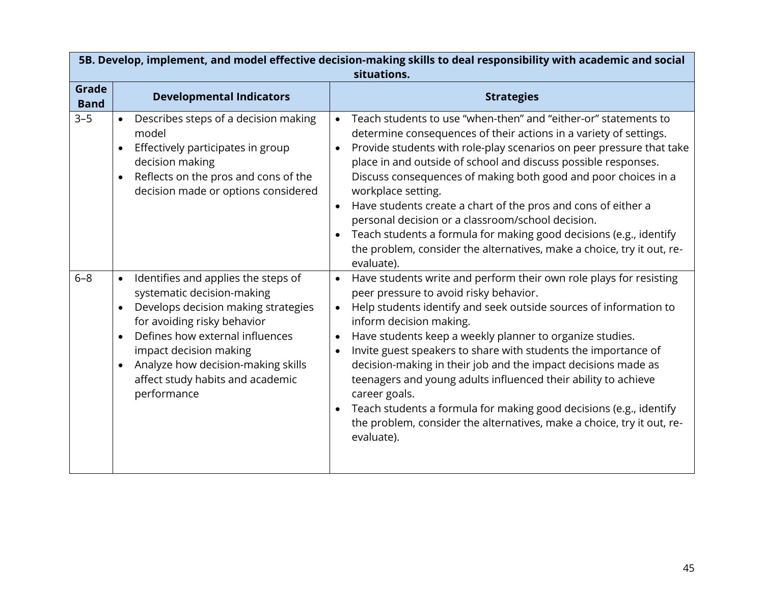| 5B. Develop, implement, and model effective decision-making skills to deal responsibility with academic and social situations. | | |
|---|---|---|
| **Grade Band** | **Developmental Indicators** | **Strategies** |
| 3–5 | • Describes steps of a decision making model<br>• Effectively participates in group decision making<br>• Reflects on the pros and cons of the decision made or options considered | • Teach students to use "when-then" and "either-or" statements to determine consequences of their actions in a variety of settings.<br>• Provide students with role-play scenarios on peer pressure that take place in and outside of school and discuss possible responses. Discuss consequences of making both good and poor choices in a workplace setting.<br>• Have students create a chart of the pros and cons of either a personal decision or a classroom/school decision.<br>• Teach students a formula for making good decisions (e.g., identify the problem, consider the alternatives, make a choice, try it out, re-evaluate). |
| 6–8 | • Identifies and applies the steps of systematic decision-making<br>• Develops decision making strategies for avoiding risky behavior<br>• Defines how external influences impact decision making<br>• Analyze how decision-making skills affect study habits and academic performance | • Have students write and perform their own role plays for resisting peer pressure to avoid risky behavior.<br>• Help students identify and seek outside sources of information to inform decision making.<br>• Have students keep a weekly planner to organize studies.<br>• Invite guest speakers to share with students the importance of decision-making in their job and the impact decisions made as teenagers and young adults influenced their ability to achieve career goals.<br>• Teach students a formula for making good decisions (e.g., identify the problem, consider the alternatives, make a choice, try it out, re-evaluate). |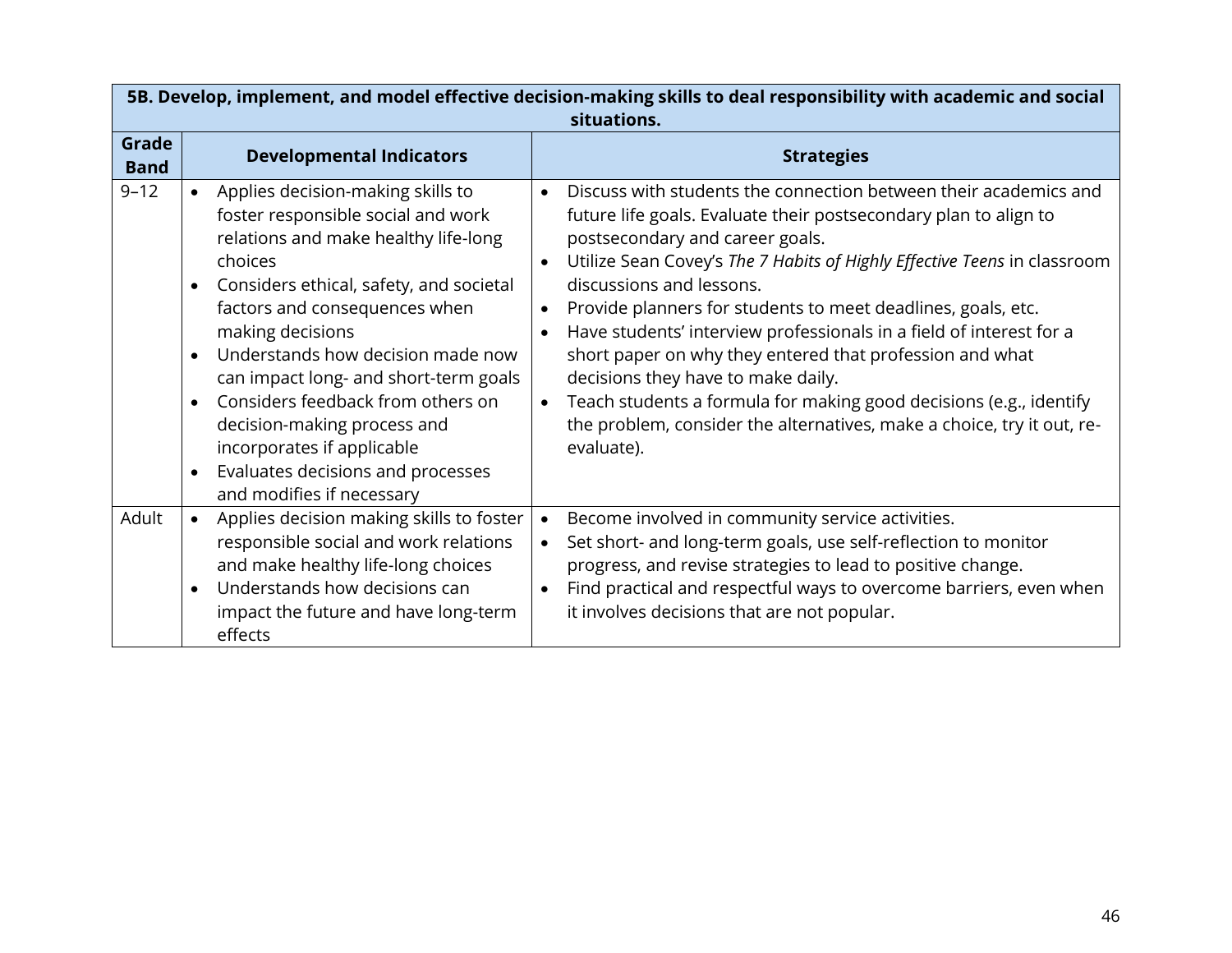| 5B. Develop, implement, and model effective decision-making skills to deal responsibility with academic and social situations. | | |
|---|---|---|
| **Grade Band** | **Developmental Indicators** | **Strategies** |
| 9–12 | • Applies decision-making skills to foster responsible social and work relations and make healthy life-long choices<br>• Considers ethical, safety, and societal factors and consequences when making decisions<br>• Understands how decision made now can impact long- and short-term goals<br>• Considers feedback from others on decision-making process and incorporates if applicable<br>• Evaluates decisions and processes and modifies if necessary | • Discuss with students the connection between their academics and future life goals. Evaluate their postsecondary plan to align to postsecondary and career goals.<br>• Utilize Sean Covey's *The 7 Habits of Highly Effective Teens* in classroom discussions and lessons.<br>• Provide planners for students to meet deadlines, goals, etc.<br>• Have students' interview professionals in a field of interest for a short paper on why they entered that profession and what decisions they have to make daily.<br>• Teach students a formula for making good decisions (e.g., identify the problem, consider the alternatives, make a choice, try it out, re-evaluate). |
| Adult | • Applies decision making skills to foster responsible social and work relations and make healthy life-long choices<br>• Understands how decisions can impact the future and have long-term effects | • Become involved in community service activities.<br>• Set short- and long-term goals, use self-reflection to monitor progress, and revise strategies to lead to positive change.<br>• Find practical and respectful ways to overcome barriers, even when it involves decisions that are not popular. |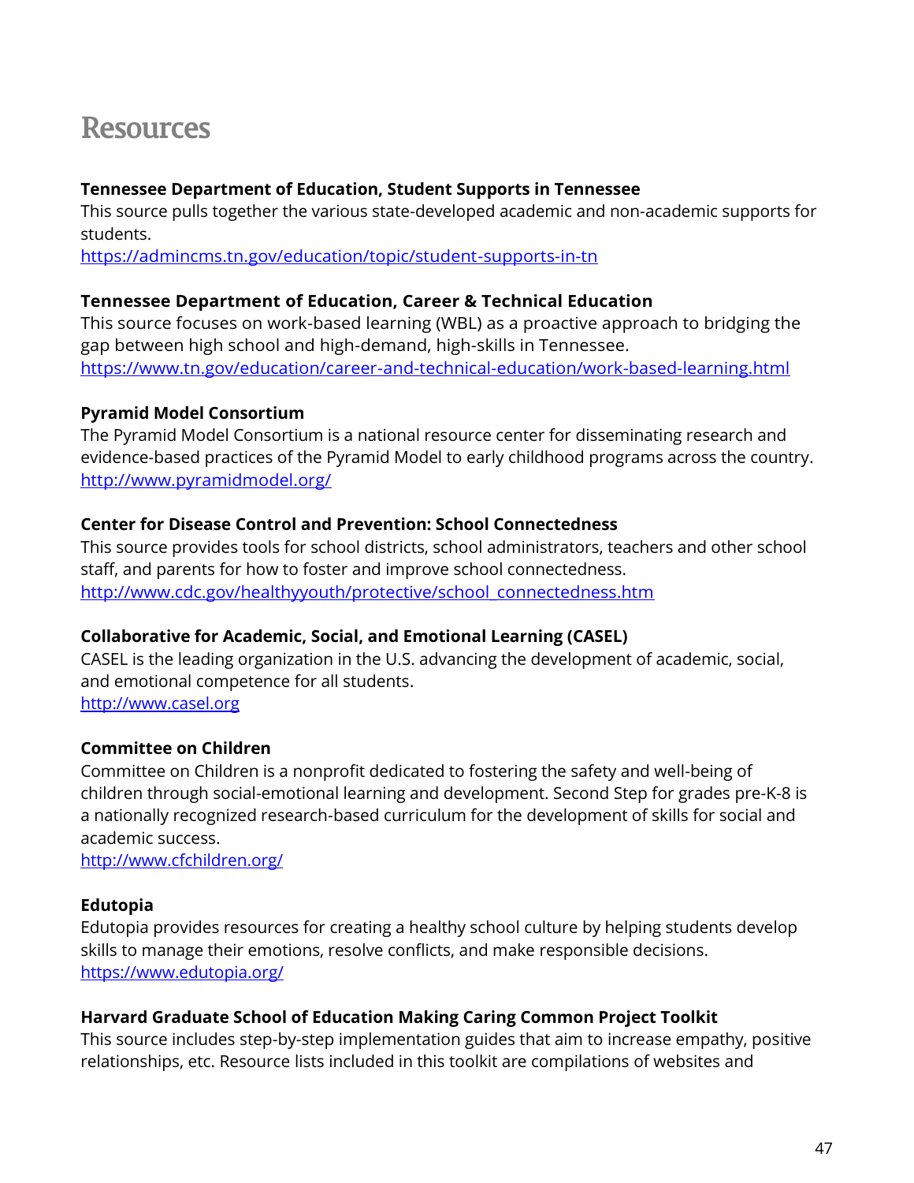# Resources

**Tennessee Department of Education, Student Supports in Tennessee**
This source pulls together the various state-developed academic and non-academic supports for students.
https://admincms.tn.gov/education/topic/student-supports-in-tn

**Tennessee Department of Education, Career & Technical Education**
This source focuses on work-based learning (WBL) as a proactive approach to bridging the gap between high school and high-demand, high-skills in Tennessee.
https://www.tn.gov/education/career-and-technical-education/work-based-learning.html

**Pyramid Model Consortium**
The Pyramid Model Consortium is a national resource center for disseminating research and evidence-based practices of the Pyramid Model to early childhood programs across the country.
http://www.pyramidmodel.org/

**Center for Disease Control and Prevention: School Connectedness**
This source provides tools for school districts, school administrators, teachers and other school staff, and parents for how to foster and improve school connectedness.
http://www.cdc.gov/healthyyouth/protective/school_connectedness.htm

**Collaborative for Academic, Social, and Emotional Learning (CASEL)**
CASEL is the leading organization in the U.S. advancing the development of academic, social, and emotional competence for all students.
http://www.casel.org

**Committee on Children**
Committee on Children is a nonprofit dedicated to fostering the safety and well-being of children through social-emotional learning and development. Second Step for grades pre-K-8 is a nationally recognized research-based curriculum for the development of skills for social and academic success.
http://www.cfchildren.org/

**Edutopia**
Edutopia provides resources for creating a healthy school culture by helping students develop skills to manage their emotions, resolve conflicts, and make responsible decisions.
https://www.edutopia.org/

**Harvard Graduate School of Education Making Caring Common Project Toolkit**
This source includes step-by-step implementation guides that aim to increase empathy, positive relationships, etc. Resource lists included in this toolkit are compilations of websites and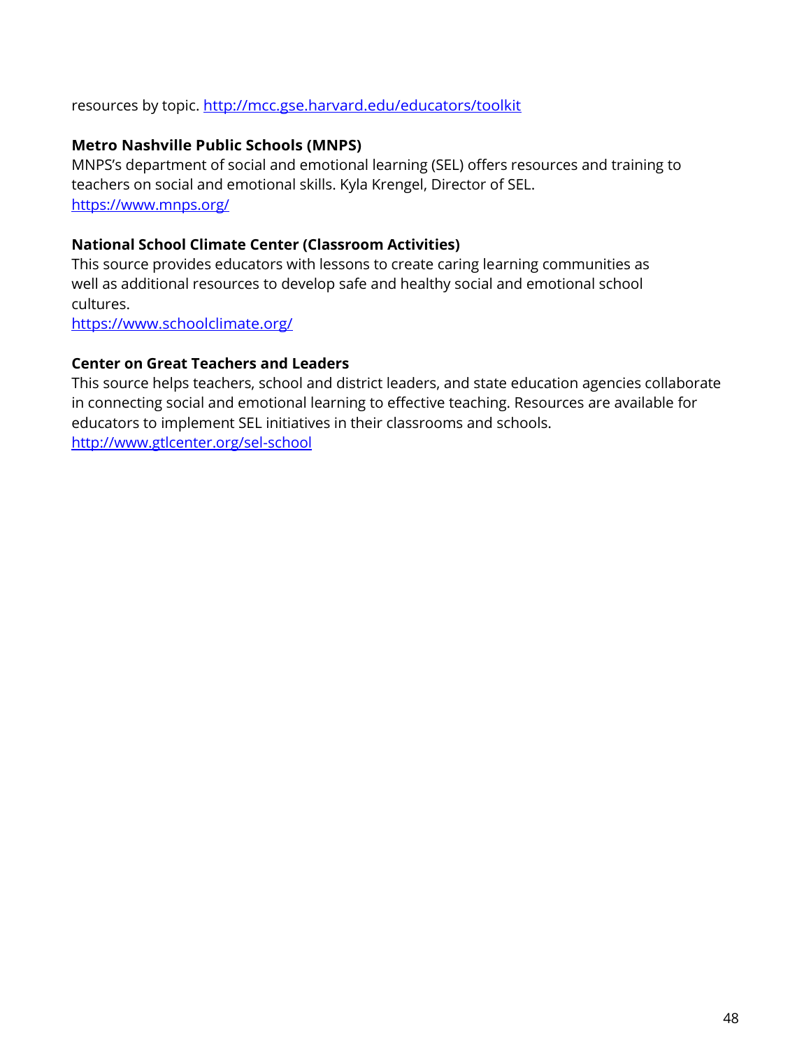resources by topic. http://mcc.gse.harvard.edu/educators/toolkit

**Metro Nashville Public Schools (MNPS)**
MNPS's department of social and emotional learning (SEL) offers resources and training to teachers on social and emotional skills. Kyla Krengel, Director of SEL.
https://www.mnps.org/

**National School Climate Center (Classroom Activities)**
This source provides educators with lessons to create caring learning communities as well as additional resources to develop safe and healthy social and emotional school cultures.
https://www.schoolclimate.org/

**Center on Great Teachers and Leaders**
This source helps teachers, school and district leaders, and state education agencies collaborate in connecting social and emotional learning to effective teaching. Resources are available for educators to implement SEL initiatives in their classrooms and schools.
http://www.gtlcenter.org/sel-school